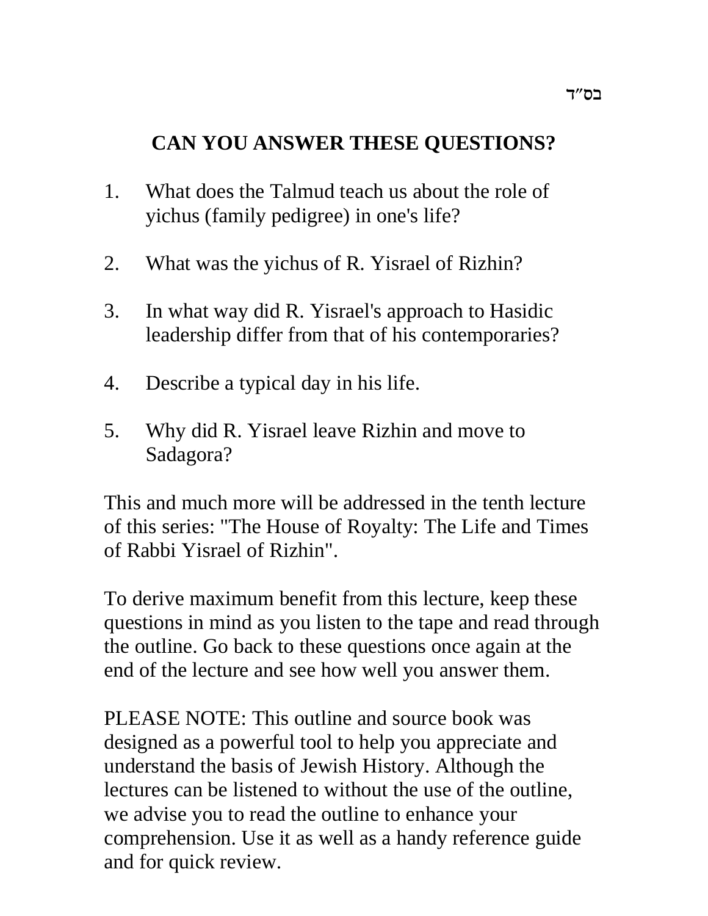בס"ד

## CAN YOU ANSWER THESE QUESTIONS?

1. What does the Talmud teach us about the role of yichus (family pedigree) in one's life?

2. What was the yichus of R. Yisrael of Rizhin?

3. In what way did R. Yisrael's approach to Hasidic leadership differ from that of his contemporaries?

4. Describe a typical day in his life.

5. Why did R. Yisrael leave Rizhin and move to Sadagora?

This and much more will be addressed in the tenth lecture of this series: "The House of Royalty: The Life and Times of Rabbi Yisrael of Rizhin".

To derive maximum benefit from this lecture, keep these questions in mind as you listen to the tape and read through the outline. Go back to these questions once again at the end of the lecture and see how well you answer them.

PLEASE NOTE: This outline and source book was designed as a powerful tool to help you appreciate and understand the basis of Jewish History. Although the lectures can be listened to without the use of the outline, we advise you to read the outline to enhance your comprehension. Use it as well as a handy reference guide and for quick review.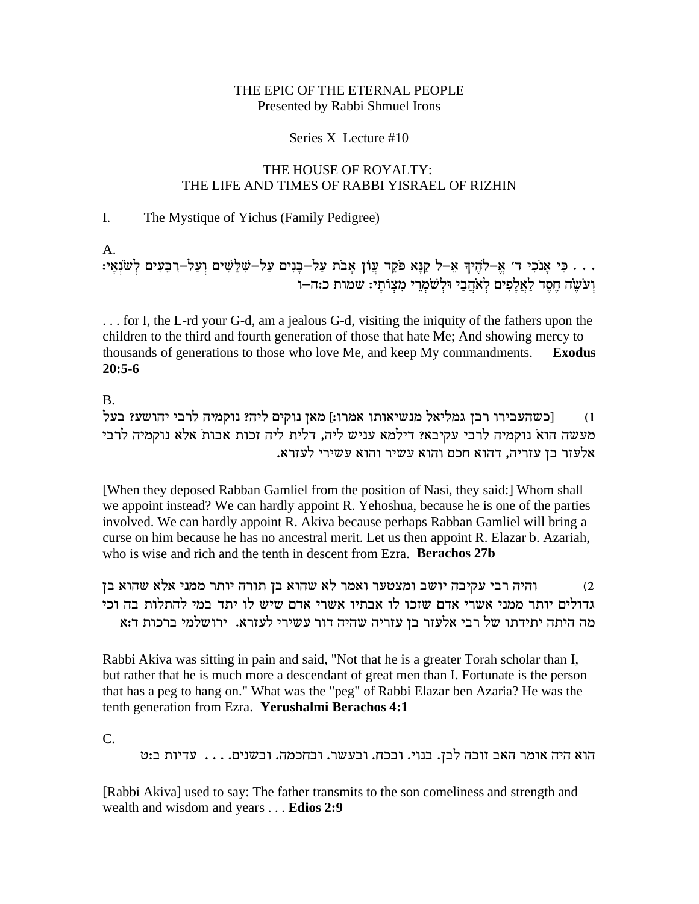THE EPIC OF THE ETERNAL PEOPLE
Presented by Rabbi Shmuel Irons

Series X Lecture #10

# THE HOUSE OF ROYALTY: THE LIFE AND TIMES OF RABBI YISRAEL OF RIZHIN

## I. The Mystique of Yichus (Family Pedigree)

A.

. . . כִּי אָנֹכִי ד׳ אֱ–לֹהֶיךָ אֵ–ל קַנָּא פֹּקֵד עֲוֹן אָבֹת עַל–בָּנִים עַל–שִׁלֵּשִׁים וְעַל–רִבֵּעִים לְשֹׂנְאָי׃ וְעֹשֶׂה חֶסֶד לַאֲלָפִים לְאֹהֲבַי וּלְשֹׁמְרֵי מִצְוֹתָי׃ שמות כ:ה–ו

. . . for I, the L-rd your G-d, am a jealous G-d, visiting the iniquity of the fathers upon the children to the third and fourth generation of those that hate Me; And showing mercy to thousands of generations to those who love Me, and keep My commandments. **Exodus 20:5-6**

B.

1) [כשהעבירו רבן גמליאל מנשיאותו אמרו:] מאן נוקים ליה? נוקמיה לרבי יהושע? בעל מעשה הוא! נוקמיה לרבי עקיבא? דילמא עניש ליה, דלית ליה זכות אבות! אלא נוקמיה לרבי אלעזר בן עזריה, דהוא חכם והוא עשיר והוא עשירי לעזרא.

[When they deposed Rabban Gamliel from the position of Nasi, they said:] Whom shall we appoint instead? We can hardly appoint R. Yehoshua, because he is one of the parties involved. We can hardly appoint R. Akiva because perhaps Rabban Gamliel will bring a curse on him because he has no ancestral merit. Let us then appoint R. Elazar b. Azariah, who is wise and rich and the tenth in descent from Ezra. **Berachos 27b**

2) והיה רבי עקיבה יושב ומצטער ואמר לא שהוא בן תורה יותר ממני אלא שהוא בן גדולים יותר ממני אשרי אדם שזכו לו אבתיו אשרי אדם שיש לו יתד במי להתלות בה וכי מה היתה יתידתו של רבי אלעזר בן עזריה שהיה דור עשירי לעזרא. ירושלמי ברכות ד:א

Rabbi Akiva was sitting in pain and said, "Not that he is a greater Torah scholar than I, but rather that he is much more a descendant of great men than I. Fortunate is the person that has a peg to hang on." What was the "peg" of Rabbi Elazar ben Azaria? He was the tenth generation from Ezra. **Yerushalmi Berachos 4:1**

C.

הוא היה אומר האב זוכה לבן. בנוי. ובכח. ובעשר. ובחכמה. ובשנים. . . . עדיות ב:ט

[Rabbi Akiva] used to say: The father transmits to the son comeliness and strength and wealth and wisdom and years . . . **Edios 2:9**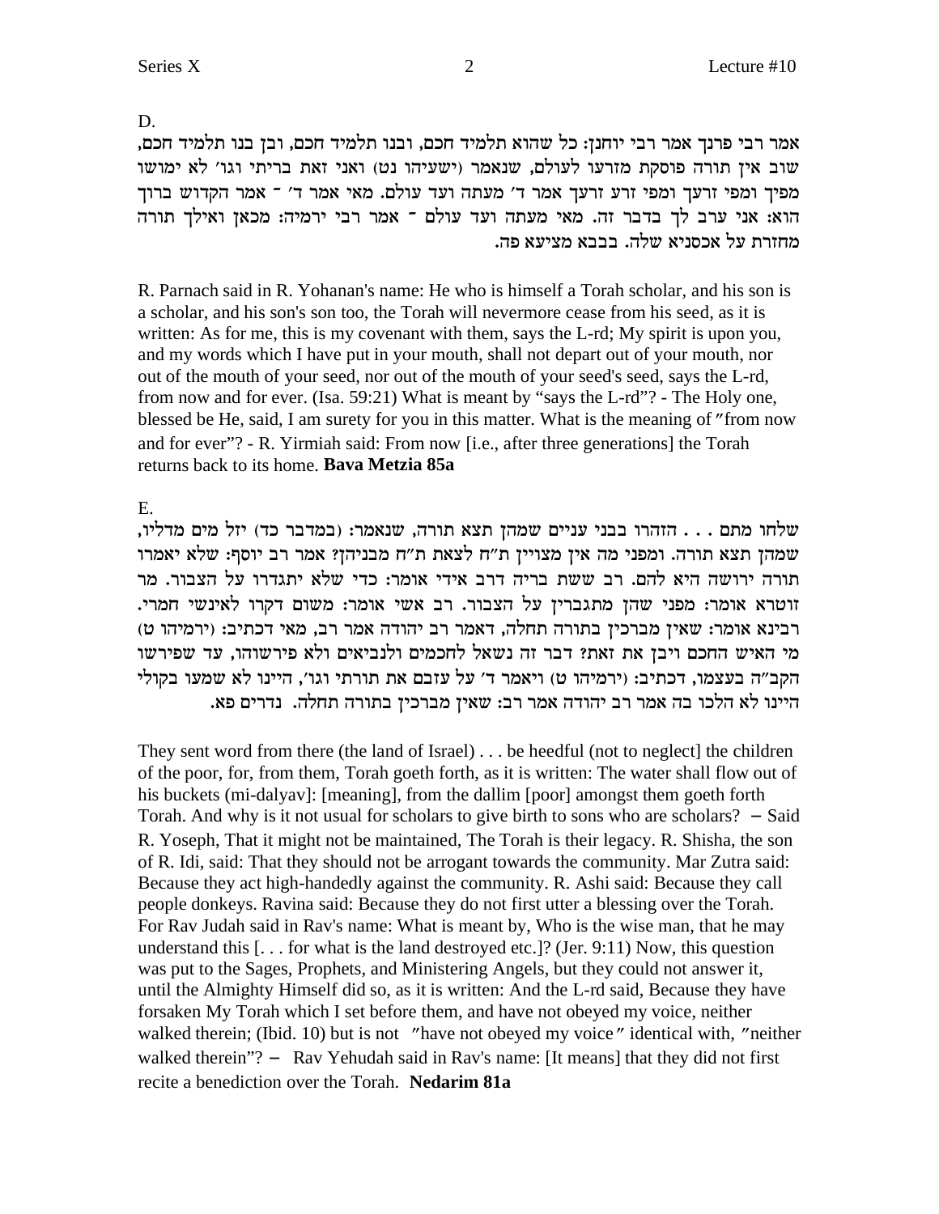D.

אמר רבי פרנך אמר רבי יוחנן: כל שהוא תלמיד חכם, ובנו תלמיד חכם, ובן בנו תלמיד חכם, שוב אין תורה פוסקת מזרעו לעולם, שנאמר (ישעיהו נט) ואני זאת בריתי וגו׳ לא ימושו מפיך ומפי זרעך ומפי זרע זרעך אמר ד׳ מעתה ועד עולם. מאי אמר ד׳ ־ אמר הקדוש ברוך הוא: אני ערב לך בדבר זה. מאי מעתה ועד עולם ־ אמר רבי ירמיה: מכאן ואילך תורה מחזרת על אכסניא שלה. בבבא מציעא פה.

R. Parnach said in R. Yohanan's name: He who is himself a Torah scholar, and his son is a scholar, and his son's son too, the Torah will nevermore cease from his seed, as it is written: As for me, this is my covenant with them, says the L-rd; My spirit is upon you, and my words which I have put in your mouth, shall not depart out of your mouth, nor out of the mouth of your seed, nor out of the mouth of your seed's seed, says the L-rd, from now and for ever. (Isa. 59:21) What is meant by "says the L-rd"? - The Holy one, blessed be He, said, I am surety for you in this matter. What is the meaning of "from now and for ever"? - R. Yirmiah said: From now [i.e., after three generations] the Torah returns back to its home. **Bava Metzia 85a**

E.

שלחו מתם . . . הזהרו בבני עניים שמהן תצא תורה, שנאמר: (במדבר כד) יזל מים מדליו, שמהן תצא תורה. ומפני מה אין מצויין ת״ח לצאת ת״ח מבניהן? אמר רב יוסף: שלא יאמרו תורה ירושה היא להם. רב ששת בריה דרב אידי אומר: כדי שלא יתגדרו על הצבור. מר זוטרא אומר: מפני שהן מתגברין על הצבור. רב אשי אומר: משום דקרו לאינשי חמרי. רבינא אומר: שאין מברכין בתורה תחלה, דאמר רב יהודה אמר רב, מאי דכתיב: (ירמיהו ט) מי האיש החכם ויבן את זאת? דבר זה נשאל לחכמים ולנביאים ולא פירשוהו, עד שפירשו הקב״ה בעצמו, דכתיב: (ירמיהו ט) ויאמר ד׳ על עזבם את תורתי וגו׳, היינו לא שמעו בקולי היינו לא הלכו בה אמר רב יהודה אמר רב: שאין מברכין בתורה תחלה. נדרים פא.

They sent word from there (the land of Israel) . . . be heedful (not to neglect] the children of the poor, for, from them, Torah goeth forth, as it is written: The water shall flow out of his buckets (mi-dalyav]: [meaning], from the dallim [poor] amongst them goeth forth Torah. And why is it not usual for scholars to give birth to sons who are scholars? – Said R. Yoseph, That it might not be maintained, The Torah is their legacy. R. Shisha, the son of R. Idi, said: That they should not be arrogant towards the community. Mar Zutra said: Because they act high-handedly against the community. R. Ashi said: Because they call people donkeys. Ravina said: Because they do not first utter a blessing over the Torah. For Rav Judah said in Rav's name: What is meant by, Who is the wise man, that he may understand this [. . . for what is the land destroyed etc.]? (Jer. 9:11) Now, this question was put to the Sages, Prophets, and Ministering Angels, but they could not answer it, until the Almighty Himself did so, as it is written: And the L-rd said, Because they have forsaken My Torah which I set before them, and have not obeyed my voice, neither walked therein; (Ibid. 10) but is not "have not obeyed my voice" identical with, "neither walked therein"? – Rav Yehudah said in Rav's name: [It means] that they did not first recite a benediction over the Torah. **Nedarim 81a**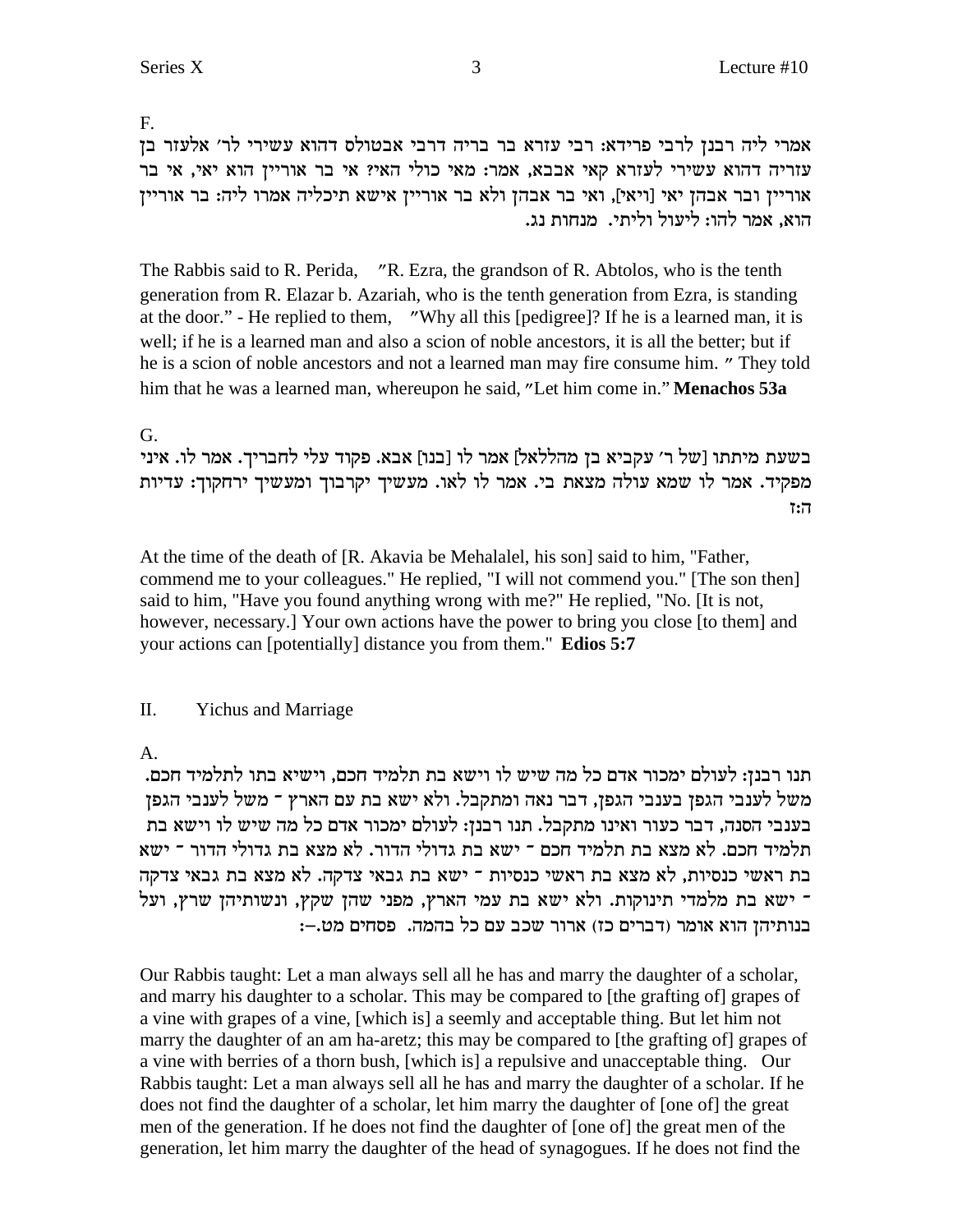F.

אמרי ליה רבנן לרבי פרידא: רבי עזרא בר בריה דרבי אבטולס דהוא עשירי לר׳ אלעזר בן עזריה דהוא עשירי לעזרא קאי אבבא, אמר: מאי כולי האי? אי בר אוריין הוא יאי, אי בר אוריין ובר אבהן יאי [ויאי], ואי בר אבהן ולא בר אוריין אישא תיכליה אמרו ליה: בר אוריין הוא, אמר להו: ליעול וליתי. מנחות נג.

The Rabbis said to R. Perida, "R. Ezra, the grandson of R. Abtolos, who is the tenth generation from R. Elazar b. Azariah, who is the tenth generation from Ezra, is standing at the door." - He replied to them, "Why all this [pedigree]? If he is a learned man, it is well; if he is a learned man and also a scion of noble ancestors, it is all the better; but if he is a scion of noble ancestors and not a learned man may fire consume him." They told him that he was a learned man, whereupon he said, "Let him come in." **Menachos 53a**

G.

בשעת מיתתו [של ר׳ עקביא בן מהללאל] אמר לו [בנו] אבא. פקוד עלי לחבריך. אמר לו. איני מפקיד. אמר לו שמא עולה מצאת בי. אמר לו לאו. מעשיך יקרבוך ומעשיך ירחקוך: עדיות ה:ז

At the time of the death of [R. Akavia be Mehalalel, his son] said to him, "Father, commend me to your colleagues." He replied, "I will not commend you." [The son then] said to him, "Have you found anything wrong with me?" He replied, "No. [It is not, however, necessary.] Your own actions have the power to bring you close [to them] and your actions can [potentially] distance you from them." **Edios 5:7**

## II. Yichus and Marriage

A.

תנו רבנן: לעולם ימכור אדם כל מה שיש לו וישא בת תלמיד חכם, וישיא בתו לתלמיד חכם. משל לענבי הגפן בענבי הגפן, דבר נאה ומתקבל. ולא ישא בת עם הארץ - משל לענבי הגפן בענבי הסנה, דבר כעור ואינו מתקבל. תנו רבנן: לעולם ימכור אדם כל מה שיש לו וישא בת תלמיד חכם. לא מצא בת תלמיד חכם - ישא בת גדולי הדור. לא מצא בת גדולי הדור - ישא בת ראשי כנסיות, לא מצא בת ראשי כנסיות - ישא בת גבאי צדקה. לא מצא בת גבאי צדקה - ישא בת מלמדי תינוקות. ולא ישא בת עמי הארץ, מפני שהן שקץ, ונשותיהן שרץ, ועל בנותיהן הוא אומר (דברים כז) ארור שכב עם כל בהמה. פסחים מט.-:

Our Rabbis taught: Let a man always sell all he has and marry the daughter of a scholar, and marry his daughter to a scholar. This may be compared to [the grafting of] grapes of a vine with grapes of a vine, [which is] a seemly and acceptable thing. But let him not marry the daughter of an am ha-aretz; this may be compared to [the grafting of] grapes of a vine with berries of a thorn bush, [which is] a repulsive and unacceptable thing. Our Rabbis taught: Let a man always sell all he has and marry the daughter of a scholar. If he does not find the daughter of a scholar, let him marry the daughter of [one of] the great men of the generation. If he does not find the daughter of [one of] the great men of the generation, let him marry the daughter of the head of synagogues. If he does not find the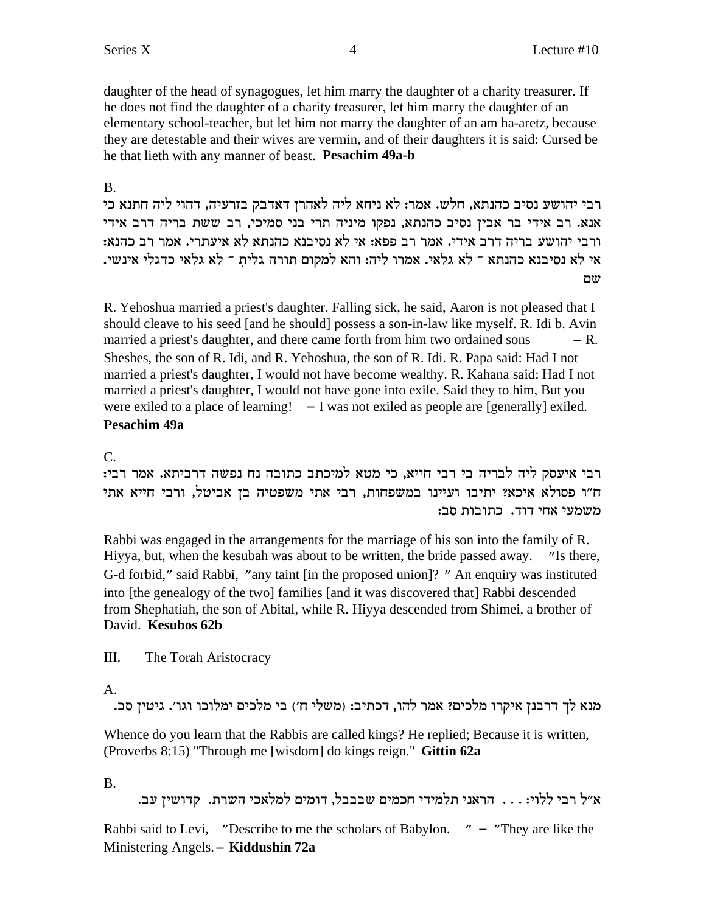daughter of the head of synagogues, let him marry the daughter of a charity treasurer. If he does not find the daughter of a charity treasurer, let him marry the daughter of an elementary school-teacher, but let him not marry the daughter of an am ha-aretz, because they are detestable and their wives are vermin, and of their daughters it is said: Cursed be he that lieth with any manner of beast. **Pesachim 49a-b**

B.

רבי יהושע נסיב כהנתא, חלש. אמר: לא ניחא ליה לאהרן דאדבק בזרעיה, דהוי ליה חתנא כי אנא. רב אידי בר אבין נסיב כהנתא, נפקו מיניה תרי בני סמיכי, רב ששת בריה דרב אידי ורבי יהושע בריה דרב אידי. אמר רב פפא: אי לא נסיבנא כהנתא לא איעתרי. אמר רב כהנא: אי לא נסיבנא כהנתא ־ לא גלאי. אמרו ליה: והא למקום תורה גלית ־ לא גלאי כדגלי אינשי. שם

R. Yehoshua married a priest's daughter. Falling sick, he said, Aaron is not pleased that I should cleave to his seed [and he should] possess a son-in-law like myself. R. Idi b. Avin married a priest's daughter, and there came forth from him two ordained sons – R. Sheshes, the son of R. Idi, and R. Yehoshua, the son of R. Idi. R. Papa said: Had I not married a priest's daughter, I would not have become wealthy. R. Kahana said: Had I not married a priest's daughter, I would not have gone into exile. Said they to him, But you were exiled to a place of learning! – I was not exiled as people are [generally] exiled. **Pesachim 49a**

C.

רבי איעסק ליה לבריה בי רבי חייא, כי מטא למיכתב כתובה נח נפשה דרביתא. אמר רבי: ח"ו פסולא איכא? יתיבו ועיינו במשפחות, רבי אתי משפטיה בן אביטל, ורבי חייא אתי משמעי אחי דוד. כתובות סב:

Rabbi was engaged in the arrangements for the marriage of his son into the family of R. Hiyya, but, when the kesubah was about to be written, the bride passed away. "Is there, G-d forbid," said Rabbi, "any taint [in the proposed union]? " An enquiry was instituted into [the genealogy of the two] families [and it was discovered that] Rabbi descended from Shephatiah, the son of Abital, while R. Hiyya descended from Shimei, a brother of David. **Kesubos 62b**

III. The Torah Aristocracy

A.

מנא לך דרבנן איקרו מלכים? אמר להו, דכתיב: (משלי ח') בי מלכים ימלוכו וגו'. גיטין סב.

Whence do you learn that the Rabbis are called kings? He replied; Because it is written, (Proverbs 8:15) "Through me [wisdom] do kings reign." **Gittin 62a**

B.

א"ל רבי ללוי: . . . הראני תלמידי חכמים שבבבל, דומים למלאכי השרת. קדושין עב.

Rabbi said to Levi, "Describe to me the scholars of Babylon. " – "They are like the Ministering Angels. – **Kiddushin 72a**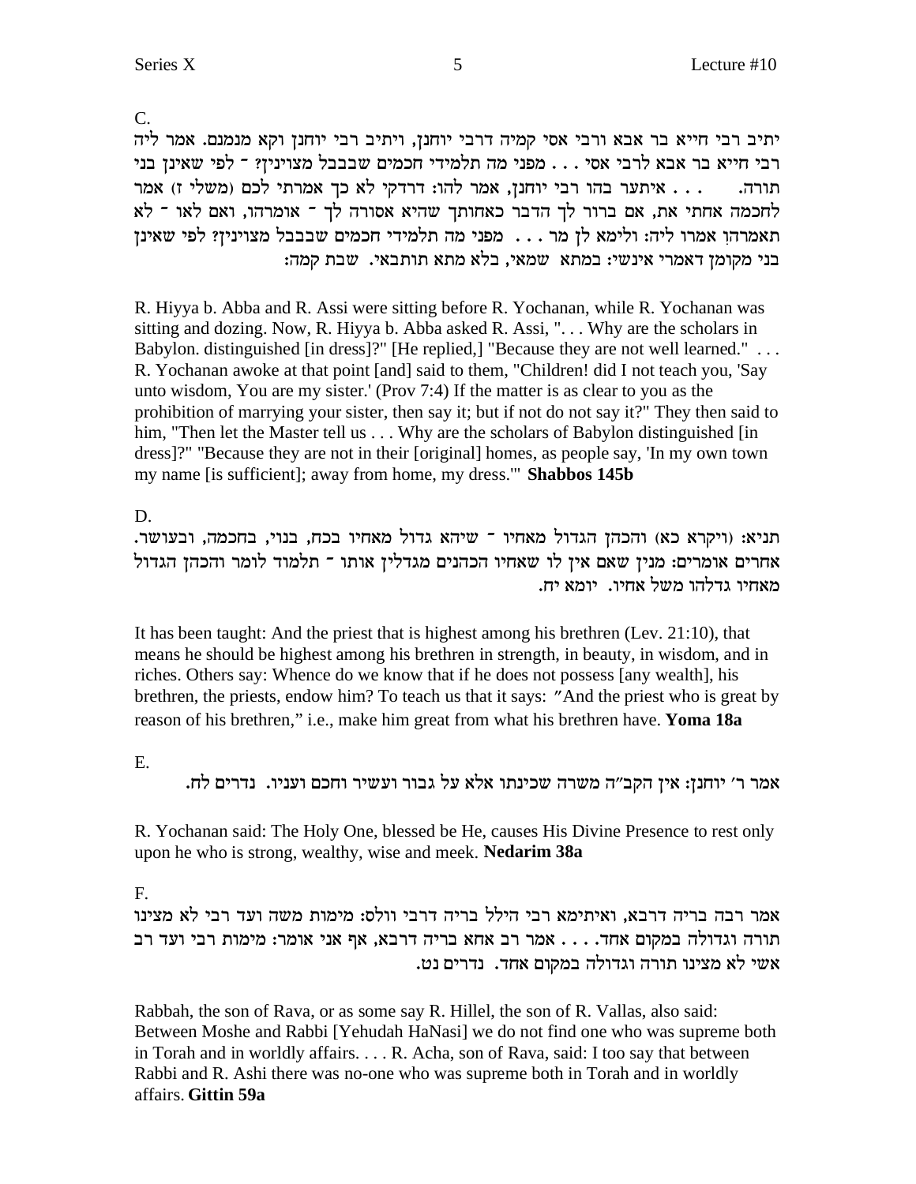C.

יתיב רבי חייא בר אבא ורבי אסי קמיה דרבי יוחנן, ויתיב רבי יוחנן וקא מנמנם. אמר ליה רבי חייא בר אבא לרבי אסי . . . מפני מה תלמידי חכמים שבבבל מצויינין? ־ לפי שאינן בני תורה. . . . איתער בהו רבי יוחנן, אמר להו: דרדקי לא כך אמרתי לכם (משלי ז) אמר לחכמה אחתי את, אם ברור לך הדבר כאחותך שהיא אסורה לך ־ אומרהו, ואם לאו ־ לא תאמרהו: אמרו ליה: ולימא לן מר . . . מפני מה תלמידי חכמים שבבבל מצוינין? לפי שאינן בני מקומן דאמרי אינשי: במתא שמאי, בלא מתא תותבאי. שבת קמה:

R. Hiyya b. Abba and R. Assi were sitting before R. Yochanan, while R. Yochanan was sitting and dozing. Now, R. Hiyya b. Abba asked R. Assi, ". . . Why are the scholars in Babylon. distinguished [in dress]?" [He replied,] "Because they are not well learned." . . . R. Yochanan awoke at that point [and] said to them, "Children! did I not teach you, 'Say unto wisdom, You are my sister.' (Prov 7:4) If the matter is as clear to you as the prohibition of marrying your sister, then say it; but if not do not say it?" They then said to him, "Then let the Master tell us . . . Why are the scholars of Babylon distinguished [in dress]?" "Because they are not in their [original] homes, as people say, 'In my own town my name [is sufficient]; away from home, my dress.'" **Shabbos 145b**

D.

תניא: (ויקרא כא) והכהן הגדול מאחיו ־ שיהא גדול מאחיו בכח, בנוי, בחכמה, ובעושר. אחרים אומרים: מנין שאם אין לו שאחיו הכהנים מגדלין אותו ־ תלמוד לומר והכהן הגדול מאחיו גדלהו משל אחיו. יומא יח.

It has been taught: And the priest that is highest among his brethren (Lev. 21:10), that means he should be highest among his brethren in strength, in beauty, in wisdom, and in riches. Others say: Whence do we know that if he does not possess [any wealth], his brethren, the priests, endow him? To teach us that it says: "And the priest who is great by reason of his brethren," i.e., make him great from what his brethren have. **Yoma 18a**

E.

אמר ר׳ יוחנן: אין הקב״ה משרה שכינתו אלא על גבור ועשיר וחכם ועניו. נדרים לח.

R. Yochanan said: The Holy One, blessed be He, causes His Divine Presence to rest only upon he who is strong, wealthy, wise and meek. **Nedarim 38a**

F.

אמר רבה בריה דרבא, ואיתימא רבי הילל בריה דרבי וולס: מימות משה ועד רבי לא מצינו תורה וגדולה במקום אחד. . . . אמר רב אחא בריה דרבא, אף אני אומר: מימות רבי ועד רב אשי לא מצינו תורה וגדולה במקום אחד. נדרים נט.

Rabbah, the son of Rava, or as some say R. Hillel, the son of R. Vallas, also said: Between Moshe and Rabbi [Yehudah HaNasi] we do not find one who was supreme both in Torah and in worldly affairs. . . . R. Acha, son of Rava, said: I too say that between Rabbi and R. Ashi there was no-one who was supreme both in Torah and in worldly affairs. **Gittin 59a**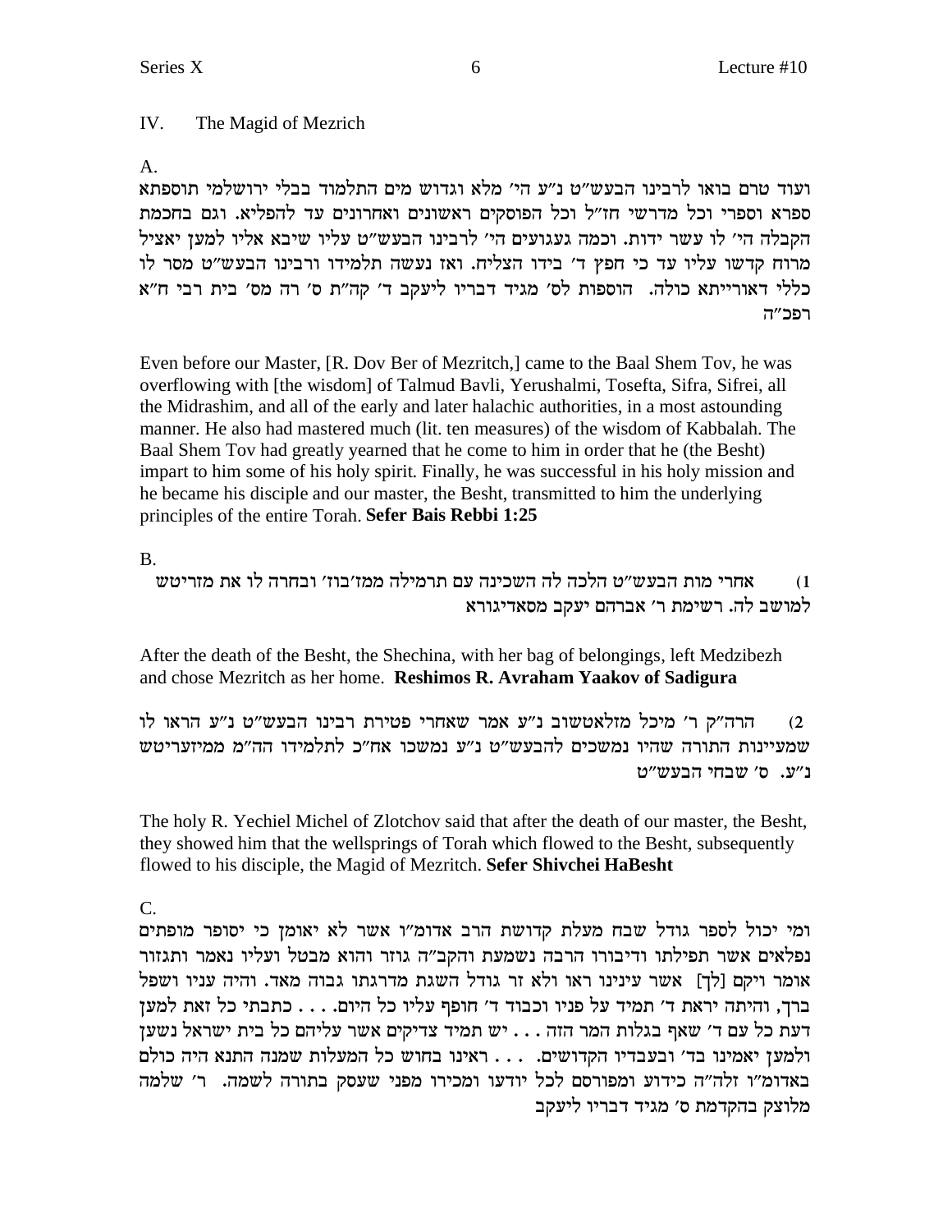## IV. The Magid of Mezrich

A.

ועוד טרם בואו לרבינו הבעש"ט נ"ע הי' מלא וגדוש מים התלמוד בבלי ירושלמי תוספתא ספרא וספרי וכל מדרשי חז"ל וכל הפוסקים ראשונים ואחרונים עד להפליא. וגם בחכמת הקבלה הי' לו עשר ידות. וכמה געגועים הי' לרבינו הבעש"ט עליו שיבא אליו למען יאציל מרוח קדשו עליו עד כי חפץ ד' בידו הצליח. ואז נעשה תלמידו ורבינו הבעש"ט מסר לו כללי דאורייתא כולה. הוספות לס' מגיד דבריו ליעקב ד' קה"ת ס' רה מס' בית רבי ח"א רפכ"ה

Even before our Master, [R. Dov Ber of Mezritch,] came to the Baal Shem Tov, he was overflowing with [the wisdom] of Talmud Bavli, Yerushalmi, Tosefta, Sifra, Sifrei, all the Midrashim, and all of the early and later halachic authorities, in a most astounding manner. He also had mastered much (lit. ten measures) of the wisdom of Kabbalah. The Baal Shem Tov had greatly yearned that he come to him in order that he (the Besht) impart to him some of his holy spirit. Finally, he was successful in his holy mission and he became his disciple and our master, the Besht, transmitted to him the underlying principles of the entire Torah. **Sefer Bais Rebbi 1:25**

B.

1) אחרי מות הבעש"ט הלכה לה השכינה עם תרמילה ממז'בוז' ובחרה לו את מזריטש למושב לה. רשימת ר' אברהם יעקב מסאדיגורא

After the death of the Besht, the Shechina, with her bag of belongings, left Medzibezh and chose Mezritch as her home. **Reshimos R. Avraham Yaakov of Sadigura**

2) הרה"ק ר' מיכל מזלאטשוב נ"ע אמר שאחרי פטירת רבינו הבעש"ט נ"ע הראו לו שמעיינות התורה שהיו נמשכים להבעש"ט נ"ע נמשכו אח"כ לתלמידו הה"מ ממיזעריטש נ"ע. ס' שבחי הבעש"ט

The holy R. Yechiel Michel of Zlotchov said that after the death of our master, the Besht, they showed him that the wellsprings of Torah which flowed to the Besht, subsequently flowed to his disciple, the Magid of Mezritch. **Sefer Shivchei HaBesht**

C.

ומי יכול לספר גודל שבח מעלת קדושת הרב אדומו"ו אשר לא יאומן כי יסופר מופתים נפלאים אשר תפילתו ודיבורו הרבה נשמעת והקב"ה גוזר והוא מבטל ועליו נאמר ותגזור אומר ויקם [לך] אשר עינינו ראו ולא זר גודל השגת מדרגתו גבוה מאד. והיה עניו ושפל ברך, והיתה יראת ד' תמיד על פניו וכבוד ד' חופף עליו כל היום. . . . כתבתי כל זאת למען דעת כל עם ד' שאף בגלות המר הזה . . . יש תמיד צדיקים אשר עליהם כל בית ישראל נשען ולמען יאמינו בד' ובעבדיו הקדושים. . . . ראינו בחוש כל המעלות שמנה התנא היה כולם באדומו"ו זלה"ה כידוע ומפורסם לכל יודעו ומכירו מפני שעסק בתורה לשמה. ר' שלמה מלוצק בהקדמת ס' מגיד דבריו ליעקב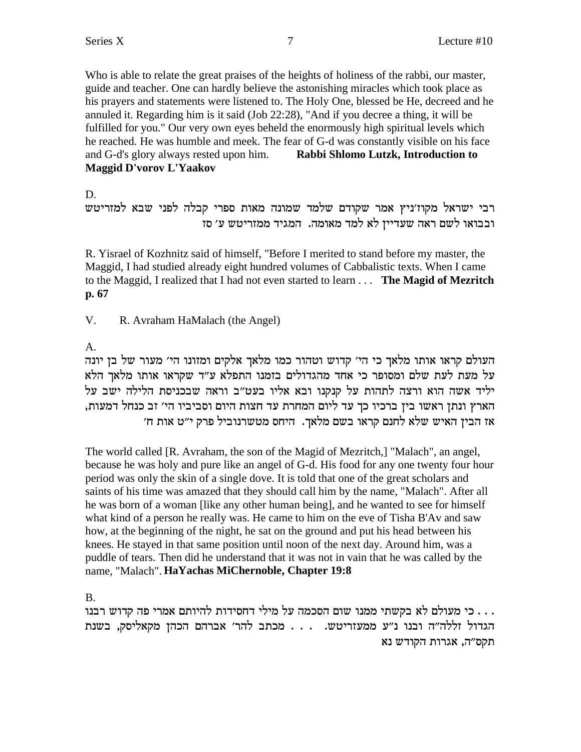Who is able to relate the great praises of the heights of holiness of the rabbi, our master, guide and teacher. One can hardly believe the astonishing miracles which took place as his prayers and statements were listened to. The Holy One, blessed be He, decreed and he annuled it. Regarding him is it said (Job 22:28), "And if you decree a thing, it will be fulfilled for you." Our very own eyes beheld the enormously high spiritual levels which he reached. He was humble and meek. The fear of G-d was constantly visible on his face and G-d's glory always rested upon him. **Rabbi Shlomo Lutzk, Introduction to Maggid D'vorov L'Yaakov**

D.

רבי ישראל מקוז'ניץ אמר שקודם שלמד שמונה מאות ספרי קבלה לפני שבא למזריטש ובבואו לשם ראה שעדיין לא למד מאומה. המגיד ממזריטש ע' סז

R. Yisrael of Kozhnitz said of himself, "Before I merited to stand before my master, the Maggid, I had studied already eight hundred volumes of Cabbalistic texts. When I came to the Maggid, I realized that I had not even started to learn . . . **The Magid of Mezritch p. 67**

V. R. Avraham HaMalach (the Angel)

A.

העולם קראו אותו מלאך כי הי' קדוש וטהור כמו מלאך אלקים ומזונו הי' מעור של בן יונה על מעת לעת שלם ומסופר כי אחד מהגדולים בזמנו התפלא ע"ד שקראו אותו מלאך הלא יליד אשה הוא ורצה לתהות על קנקנו ובא אליו בעט"ב וראה שבכניסת הלילה ישב על הארץ ונתן ראשו בין ברכיו כך עד ליום המחרת עד חצות היום וסביביו הי' זב כנחל דמעות, אז הבין האיש שלא לחנם קראו בשם מלאך. היחס מטשרנוביל פרק י"ט אות ח'

The world called [R. Avraham, the son of the Magid of Mezritch,] "Malach", an angel, because he was holy and pure like an angel of G-d. His food for any one twenty four hour period was only the skin of a single dove. It is told that one of the great scholars and saints of his time was amazed that they should call him by the name, "Malach". After all he was born of a woman [like any other human being], and he wanted to see for himself what kind of a person he really was. He came to him on the eve of Tisha B'Av and saw how, at the beginning of the night, he sat on the ground and put his head between his knees. He stayed in that same position until noon of the next day. Around him, was a puddle of tears. Then did he understand that it was not in vain that he was called by the name, "Malach". **HaYachas MiChernoble, Chapter 19:8**

B.

. . . כי מעולם לא בקשתי ממנו שום הסכמה על מילי דחסידות להיותם אמרי פה קדוש רבנו הגדול זללה"ה ובנו נ"ע ממעזריטש. . . . מכתב להר' אברהם הכהן מקאליסק, בשנת תקס"ה, אגרות הקודש נא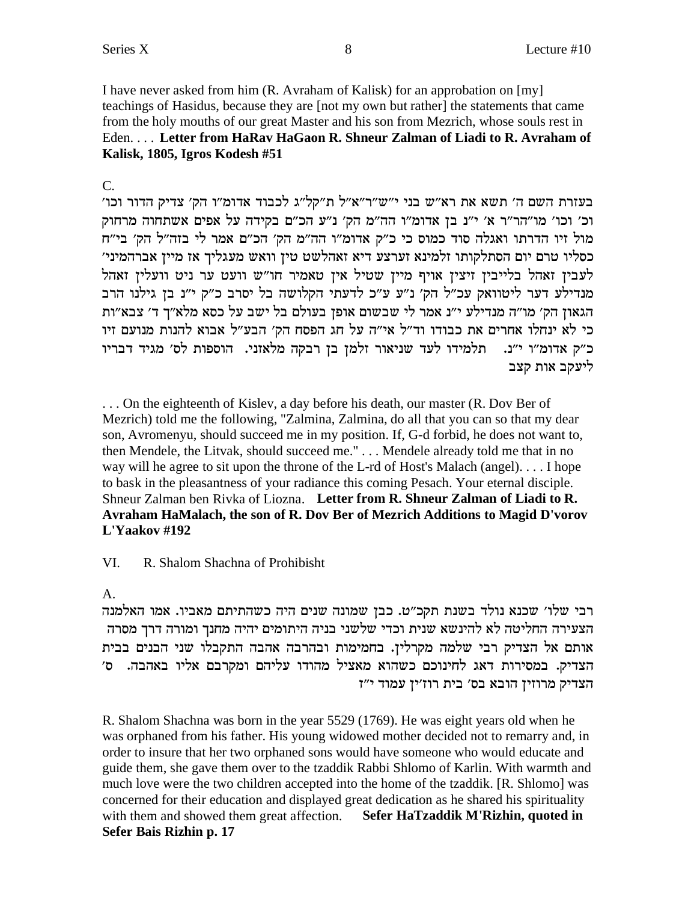I have never asked from him (R. Avraham of Kalisk) for an approbation on [my] teachings of Hasidus, because they are [not my own but rather] the statements that came from the holy mouths of our great Master and his son from Mezrich, whose souls rest in Eden. . . . **Letter from HaRav HaGaon R. Shneur Zalman of Liadi to R. Avraham of Kalisk, 1805, Igros Kodesh #51**

C.

בעזרת השם ה' תשא את רא"ש בני י"ש"ר"א"ל ת"קל"ג לכבוד אדומ"ו הק' צדיק הדור וכו' וכ' וכו' מו"הר"ר א' י"נ בן אדומ"ו הה"מ הק' נ"ע הכ"ם בקידה על אפים אשתחוה מרחוק מול זיו הדרתו ואגלה סוד כמוס כי כ"ק אדומ"ו הה"מ הק' הכ"ם אמר לי בזה"ל הק' בי"ח כסליו טרם יום הסתלקותו זלמינא זלמינא זערצע דיא זאהלשט טין וואש מעגליך אז מיין אברהמיני' לעבין זאהל בלייבין זיצין אויף מיין שטיל אין טאמיר חו"ש וועט ער ניט וועלין זאהל מנדילע דער ליטוואק עכ"ל הק' נ"ע ע"כ לדעתי הקלושה בל יסרב כ"ק י"נ בן גילנו הרב הגאון הק' מו"ה מנדילע י"נ אמר לי שבשום אופן בעולם בל ישב על כסא מלא"ך ד' צבא"ות כי לא ינחלו אחרים את כבודו וד"ל אי"ה על חג הפסח הק' הבע"ל אבוא להנות מנועם זיו כ"ק אדומ"ו י"נ. תלמידו לעד שניאור זלמן בן רבקה מלאזני. הוספות לס' מגיד דבריו ליעקב אות קצב

. . . On the eighteenth of Kislev, a day before his death, our master (R. Dov Ber of Mezrich) told me the following, "Zalmina, Zalmina, do all that you can so that my dear son, Avromenyu, should succeed me in my position. If, G-d forbid, he does not want to, then Mendele, the Litvak, should succeed me." . . . Mendele already told me that in no way will he agree to sit upon the throne of the L-rd of Host's Malach (angel). . . . I hope to bask in the pleasantness of your radiance this coming Pesach. Your eternal disciple. Shneur Zalman ben Rivka of Liozna. **Letter from R. Shneur Zalman of Liadi to R. Avraham HaMalach, the son of R. Dov Ber of Mezrich Additions to Magid D'vorov L'Yaakov #192**

VI. R. Shalom Shachna of Prohibisht

A.

רבי שלו' שכנא נולד בשנת תקכ"ט. כבן שמונה שנים היה כשהתיתם מאביו. אמו האלמנה הצעירה החליטה לא להינשא שנית וכדי שלשני בניה היתומים יהיה מחנך ומורה דרך מסרה אותם אל הצדיק רבי שלמה מקרלין. בחמימות ובהרבה אהבה התקבלו שני הבנים בבית הצדיק. במסירות דאג לחינוכם כשהוא מאציל מהודו עליהם ומקרבם אליו באהבה. ס' הצדיק מרוזין הובא בס' בית רוז'ין עמוד י"ז

R. Shalom Shachna was born in the year 5529 (1769). He was eight years old when he was orphaned from his father. His young widowed mother decided not to remarry and, in order to insure that her two orphaned sons would have someone who would educate and guide them, she gave them over to the tzaddik Rabbi Shlomo of Karlin. With warmth and much love were the two children accepted into the home of the tzaddik. [R. Shlomo] was concerned for their education and displayed great dedication as he shared his spirituality with them and showed them great affection. **Sefer HaTzaddik M'Rizhin, quoted in Sefer Bais Rizhin p. 17**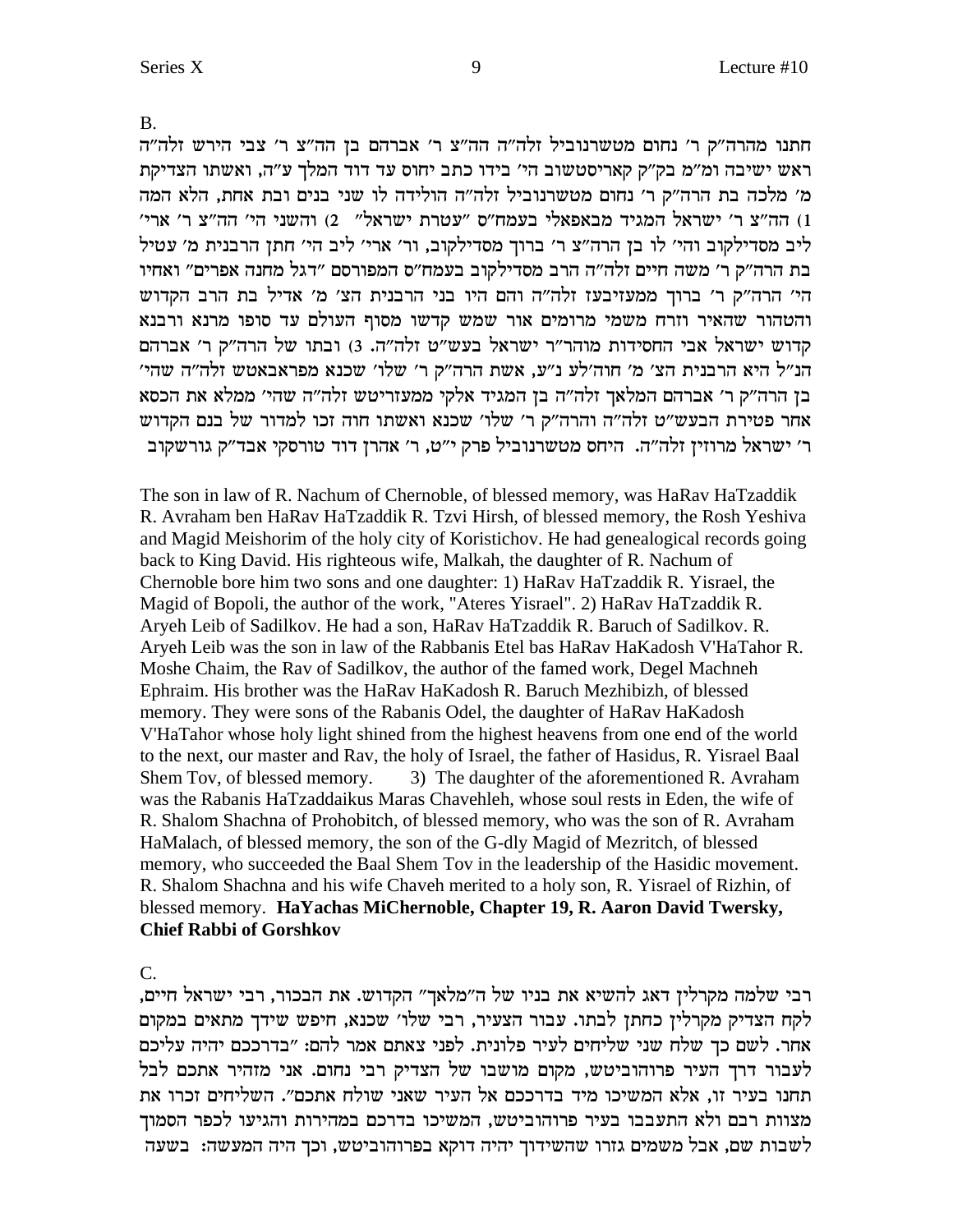B.

חתנו מהרה"ק ר' נחום מטשרנוביל זלה"ה הה"צ ר' אברהם בן הה"צ ר' צבי הירש זלה"ה ראש ישיבה ומ"מ בק"ק קאריסטשוב הי' בידו כתב יחוס עד דוד המלך ע"ה, ואשתו הצדיקת מ' מלכה בת הרה"ק ר' נחום מטשרנוביל זלה"ה הולידה לו שני בנים ובת אחת, הלא המה 1) הה"צ ר' ישראל המגיד מבאפאלי בעמח"ס "עטרת ישראל" 2) והשני הי' הה"צ ר' ארי' ליב מסדילקוב והי' לו בן הרה"צ ר' ברוך מסדילקוב, ור' ארי' ליב הי' חתן הרבנית מ' עטיל בת הרה"ק ר' משה חיים זלה"ה הרב מסדילקוב בעמח"ס המפורסם "דגל מחנה אפרים" ואחיו הי' הרה"ק ר' ברוך ממעזיבעז זלה"ה והם היו בני הרבנית הצ' מ' אדיל בת הרב הקדוש והטהור שהאיר וזרח משמי מרומים אור שמש קדשו מסוף העולם עד סופו מרנא ורבנא קדוש ישראל אבי החסידות מוהר"ר ישראל בעש"ט זלה"ה. 3) ובתו של הרה"ק ר' אברהם הנ"ל היא הרבנית הצ' מ' חוה'לע נ"ע, אשת הרה"ק ר' שלו' שכנא מפראבאטש זלה"ה שהי' בן הרה"ק ר' אברהם המלאך זלה"ה בן המגיד אלקי ממעזריטש זלה"ה שהי' ממלא את הכסא אחר פטירת הבעש"ט זלה"ה והרה"ק ר' שלו' שכנא ואשתו חוה זכו למדור של בנם הקדוש ר' ישראל מרוזין זלה"ה. היחס מטשרנוביל פרק י"ט, ר' אהרן דוד טורסקי אבד"ק גורשקוב

The son in law of R. Nachum of Chernoble, of blessed memory, was HaRav HaTzaddik R. Avraham ben HaRav HaTzaddik R. Tzvi Hirsh, of blessed memory, the Rosh Yeshiva and Magid Meishorim of the holy city of Koristichov. He had genealogical records going back to King David. His righteous wife, Malkah, the daughter of R. Nachum of Chernoble bore him two sons and one daughter: 1) HaRav HaTzaddik R. Yisrael, the Magid of Bopoli, the author of the work, "Ateres Yisrael". 2) HaRav HaTzaddik R. Aryeh Leib of Sadilkov. He had a son, HaRav HaTzaddik R. Baruch of Sadilkov. R. Aryeh Leib was the son in law of the Rabbanis Etel bas HaRav HaKadosh V'HaTahor R. Moshe Chaim, the Rav of Sadilkov, the author of the famed work, Degel Machneh Ephraim. His brother was the HaRav HaKadosh R. Baruch Mezhibizh, of blessed memory. They were sons of the Rabanis Odel, the daughter of HaRav HaKadosh V'HaTahor whose holy light shined from the highest heavens from one end of the world to the next, our master and Rav, the holy of Israel, the father of Hasidus, R. Yisrael Baal Shem Tov, of blessed memory. 3) The daughter of the aforementioned R. Avraham was the Rabanis HaTzaddaikus Maras Chavehleh, whose soul rests in Eden, the wife of R. Shalom Shachna of Prohobitch, of blessed memory, who was the son of R. Avraham HaMalach, of blessed memory, the son of the G-dly Magid of Mezritch, of blessed memory, who succeeded the Baal Shem Tov in the leadership of the Hasidic movement. R. Shalom Shachna and his wife Chaveh merited to a holy son, R. Yisrael of Rizhin, of blessed memory. **HaYachas MiChernoble, Chapter 19, R. Aaron David Twersky, Chief Rabbi of Gorshkov**

C.

רבי שלמה מקרלין דאג להשיא את בניו של ה"מלאך" הקדוש. את הבכור, רבי ישראל חיים, לקח הצדיק מקרלין כחתן לבתו. עבור הצעיר, רבי שלו' שכנא, חיפש שידך מתאים במקום אחר. לשם כך שלח שני שליחים לעיר פלונית. לפני צאתם אמר להם: "בדרככם יהיה עליכם לעבור דרך העיר פרוהוביטש, מקום מושבו של הצדיק רבי נחום. אני מזהיר אתכם לבל תחנו בעיר זו, אלא המשיכו מיד בדרככם אל העיר שאני שולח אתכם". השליחים זכרו את מצוות רבם ולא התעכבו בעיר פרוהוביטש, המשיכו בדרכם במהירות והגיעו לכפר הסמוך לשבות שם, אבל משמים גזרו שהשידוך יהיה דוקא בפרוהוביטש, וכך היה המעשה: בשעה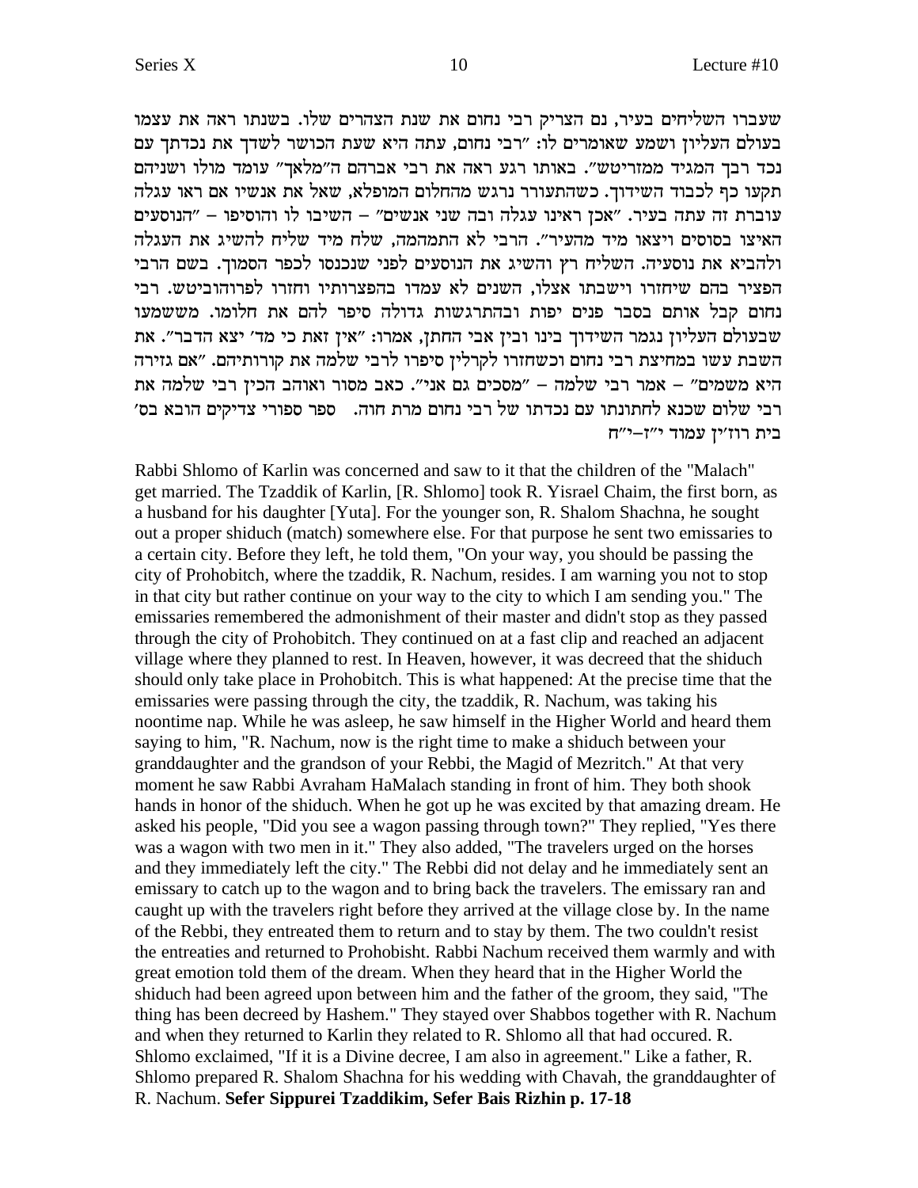שעברו השליחים בעיר, נם הצדיק רבי נחום את שנת הצהרים שלו. בשנתו ראה את עצמו בעולם העליון ושמע שאומרים לו: "רבי נחום, עתה היא שעת הכושר לשדך את נכדתך עם נכד רבך המגיד ממזריטש". באותו רגע ראה את רבי אברהם ה"מלאך" עומד מולו ושניהם תקעו כף לכבוד השידוך. כשהתעורר נרגש מהחלום המופלא, שאל את אנשיו אם ראו עגלה עוברת זה עתה בעיר. "אכן ראינו עגלה ובה שני אנשים" – השיבו לו והוסיפו – "הנוסעים האיצו בסוסים ויצאו מיד מהעיר". הרבי לא התמהמה, שלח מיד שליח להשיג את העגלה ולהביא את נוסעיה. השליח רץ והשיג את הנוסעים לפני שנכנסו לכפר הסמוך. בשם הרבי הפציר בהם שיחזרו וישבתו אצלו, השנים לא עמדו בהפצרותיו וחזרו לפרוהוביטש. רבי נחום קבל אותם בסבר פנים יפות ובהתרגשות גדולה סיפר להם את חלומו. משמשמעו שבעולם העליון נגמר השידוך בינו ובין אבי החתן, אמרו: "אין זאת כי מד' יצא הדבר". את השבת עשו במחיצת רבי נחום וכשחזרו לקרלין סיפרו לרבי שלמה את קורותיהם. "אם גזירה היא משמים" – אמר רבי שלמה – "מסכים גם אני". כאב מסור ואוהב הכין רבי שלמה את רבי שלום שכנא לחתונתו עם נכדתו של רבי נחום מרת חוה. ספר ספורי צדיקים הובא בס' בית רוז'ין עמוד י"ז–י"ח

Rabbi Shlomo of Karlin was concerned and saw to it that the children of the "Malach" get married. The Tzaddik of Karlin, [R. Shlomo] took R. Yisrael Chaim, the first born, as a husband for his daughter [Yuta]. For the younger son, R. Shalom Shachna, he sought out a proper shiduch (match) somewhere else. For that purpose he sent two emissaries to a certain city. Before they left, he told them, "On your way, you should be passing the city of Prohobitch, where the tzaddik, R. Nachum, resides. I am warning you not to stop in that city but rather continue on your way to the city to which I am sending you." The emissaries remembered the admonishment of their master and didn't stop as they passed through the city of Prohobitch. They continued on at a fast clip and reached an adjacent village where they planned to rest. In Heaven, however, it was decreed that the shiduch should only take place in Prohobitch. This is what happened: At the precise time that the emissaries were passing through the city, the tzaddik, R. Nachum, was taking his noontime nap. While he was asleep, he saw himself in the Higher World and heard them saying to him, "R. Nachum, now is the right time to make a shiduch between your granddaughter and the grandson of your Rebbi, the Magid of Mezritch." At that very moment he saw Rabbi Avraham HaMalach standing in front of him. They both shook hands in honor of the shiduch. When he got up he was excited by that amazing dream. He asked his people, "Did you see a wagon passing through town?" They replied, "Yes there was a wagon with two men in it." They also added, "The travelers urged on the horses and they immediately left the city." The Rebbi did not delay and he immediately sent an emissary to catch up to the wagon and to bring back the travelers. The emissary ran and caught up with the travelers right before they arrived at the village close by. In the name of the Rebbi, they entreated them to return and to stay by them. The two couldn't resist the entreaties and returned to Prohobisht. Rabbi Nachum received them warmly and with great emotion told them of the dream. When they heard that in the Higher World the shiduch had been agreed upon between him and the father of the groom, they said, "The thing has been decreed by Hashem." They stayed over Shabbos together with R. Nachum and when they returned to Karlin they related to R. Shlomo all that had occured. R. Shlomo exclaimed, "If it is a Divine decree, I am also in agreement." Like a father, R. Shlomo prepared R. Shalom Shachna for his wedding with Chavah, the granddaughter of R. Nachum. **Sefer Sippurei Tzaddikim, Sefer Bais Rizhin p. 17-18**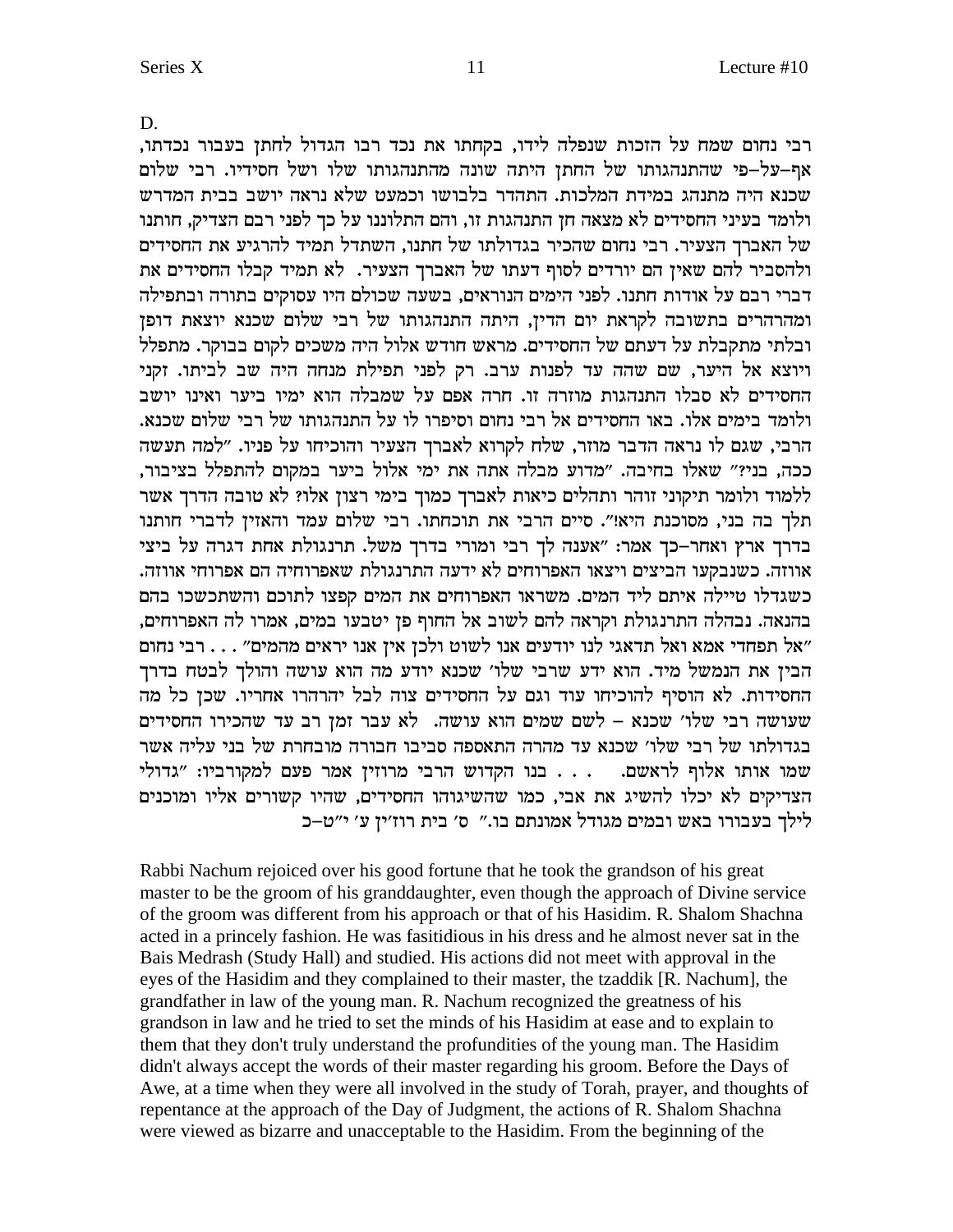D.

רבי נחום שמח על הזכות שנפלה לידו, בקחתו את נכד רבו הגדול לחתן בעבור נכדתו, אף–על–פי שהתנהגותו של החתן היתה שונה מהתנהגותו שלו ושל חסידיו. רבי שלום שכנא היה מתנהג במידת המלכות. התהדר בלבושו וכמעט שלא נראה יושב בבית המדרש ולומד בעיני החסידים לא מצאה חן התנהגות זו, והם התלוננו על כך לפני רבם הצדיק, חותנו של האברך הצעיר. רבי נחום שהכיר בגדולתו של חתנו, השתדל תמיד להרגיע את החסידים ולהסביר להם שאין הם יורדים לסוף דעתו של האברך הצעיר. לא תמיד קבלו החסידים את דברי רבם על אודות חתנו. לפני הימים הנוראים, בשעה שכולם היו עסוקים בתורה ובתפילה ומהרהרים בתשובה לקראת יום הדין, היתה התנהגותו של רבי שלום שכנא יוצאת דופן ובלתי מתקבלת על דעתם של החסידים. מראש חודש אלול היה משכים לקום בבוקר. מתפלל ויוצא אל היער, שם שהה עד לפנות ערב. רק לפני תפילת מנחה היה שב לביתו. זקני החסידים לא סבלו התנהגות מוזרה זו. חרה אפם על שמבלה הוא ימיו ביער ואינו יושב ולומד בימים אלו. באו החסידים אל רבי נחום וסיפרו לו על התנהגותו של רבי שלום שכנא. הרבי, שגם לו נראה הדבר מוזר, שלח לקרוא לאברך הצעיר והוכיחו על פניו. "למה תעשה ככה, בני?" שאלו בחיבה. "מדוע מבלה אתה את ימי אלול ביער במקום להתפלל בציבור, ללמוד ולומר תיקוני זוהר ותהלים כיאות לאברך כמוך בימי רצון אלו? לא טובה הדרך אשר תלך בה בני, מסוכנת היא!". סיים הרבי את תוכחתו. רבי שלום עמד והאזין לדברי חותנו בדרך ארץ ואחר–כך אמר: "אענה לך רבי ומורי בדרך משל. תרנגולת אחת דגרה על ביצי אווזה. כשנבקעו הביצים ויצאו האפרוחים לא ידעה התרנגולת שאפרוחיה הם אפרוחי אווזה. כשגדלו טיילה איתם ליד המים. משראו האפרוחים את המים קפצו לתוכם והשתכשכו בהם בהנאה. נבהלה התרנגולת וקראה להם לשוב אל החוף פן יטבעו במים, אמרו לה האפרוחים, "אל תפחדי אמא ואל תדאגי לנו יודעים אנו לשוט ולכן אין אנו יראים מהמים" . . . רבי נחום הבין את הנמשל מיד. הוא ידע שרבי שלו' שכנא יודע מה הוא עושה והולך לבטח בדרך החסידות. לא הוסיף להוכיחו עוד וגם על החסידים צוה לבל יהרהרו אחריו. שכן כל מה שעושה רבי שלו' שכנא – לשם שמים הוא עושה. לא עבר זמן רב עד שהכירו החסידים בגדולתו של רבי שלו' שכנא עד מהרה התאספה סביבו חבורה מובחרת של בני עליה אשר שמו אותו אלוף לראשם. . . . בנו הקדוש הרבי מרוזין אמר פעם למקורביו: "גדולי הצדיקים לא יכלו להשיג את אבי, כמו שהשיגוהו החסידים, שהיו קשורים אליו ומוכנים לילך בעבורו באש ובמים מגודל אמונתם בו." ס' בית רוז'ין ע' י"ט–כ

Rabbi Nachum rejoiced over his good fortune that he took the grandson of his great master to be the groom of his granddaughter, even though the approach of Divine service of the groom was different from his approach or that of his Hasidim. R. Shalom Shachna acted in a princely fashion. He was fasitidious in his dress and he almost never sat in the Bais Medrash (Study Hall) and studied. His actions did not meet with approval in the eyes of the Hasidim and they complained to their master, the tzaddik [R. Nachum], the grandfather in law of the young man. R. Nachum recognized the greatness of his grandson in law and he tried to set the minds of his Hasidim at ease and to explain to them that they don't truly understand the profundities of the young man. The Hasidim didn't always accept the words of their master regarding his groom. Before the Days of Awe, at a time when they were all involved in the study of Torah, prayer, and thoughts of repentance at the approach of the Day of Judgment, the actions of R. Shalom Shachna were viewed as bizarre and unacceptable to the Hasidim. From the beginning of the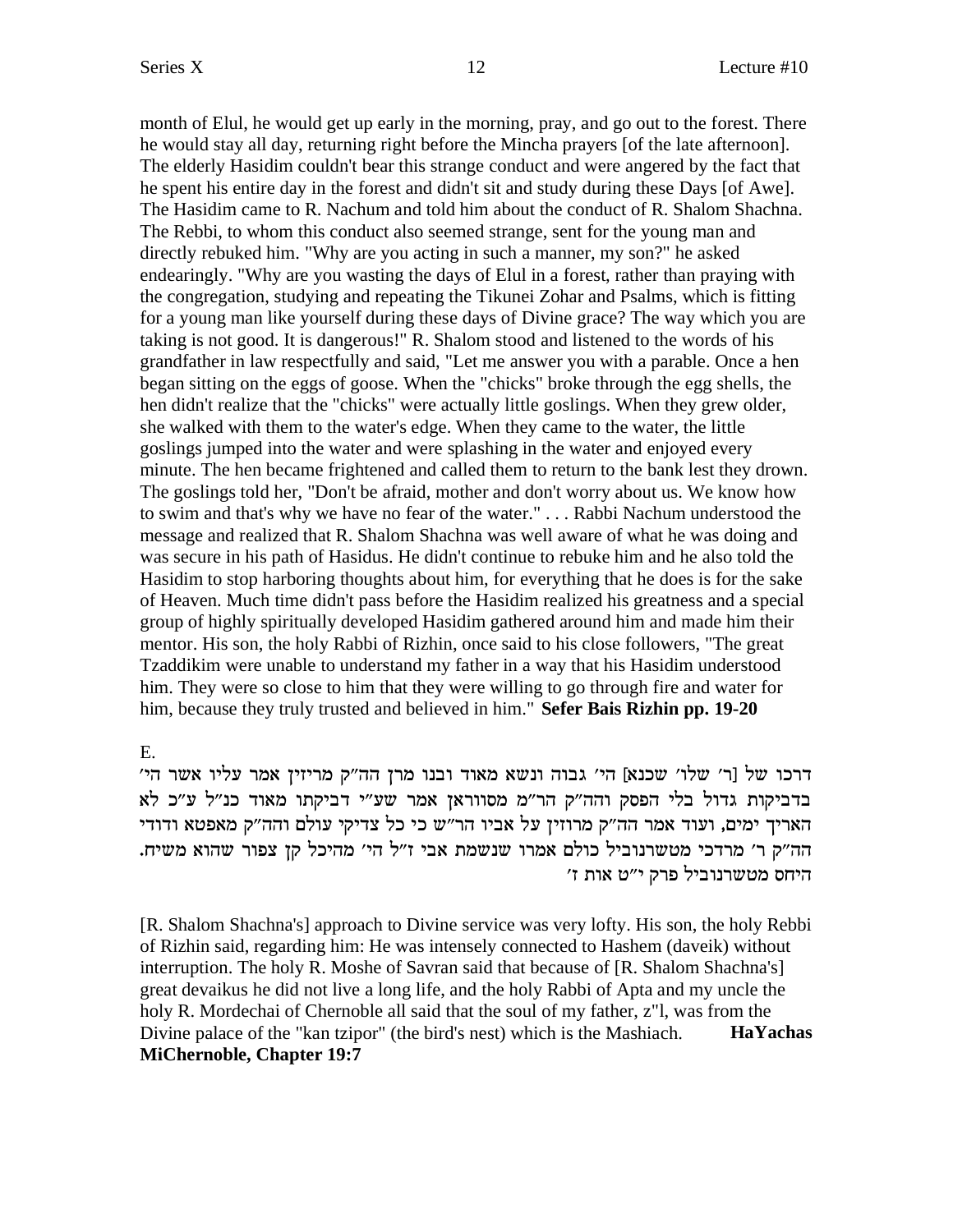month of Elul, he would get up early in the morning, pray, and go out to the forest. There he would stay all day, returning right before the Mincha prayers [of the late afternoon]. The elderly Hasidim couldn't bear this strange conduct and were angered by the fact that he spent his entire day in the forest and didn't sit and study during these Days [of Awe]. The Hasidim came to R. Nachum and told him about the conduct of R. Shalom Shachna. The Rebbi, to whom this conduct also seemed strange, sent for the young man and directly rebuked him. "Why are you acting in such a manner, my son?" he asked endearingly. "Why are you wasting the days of Elul in a forest, rather than praying with the congregation, studying and repeating the Tikunei Zohar and Psalms, which is fitting for a young man like yourself during these days of Divine grace? The way which you are taking is not good. It is dangerous!" R. Shalom stood and listened to the words of his grandfather in law respectfully and said, "Let me answer you with a parable. Once a hen began sitting on the eggs of goose. When the "chicks" broke through the egg shells, the hen didn't realize that the "chicks" were actually little goslings. When they grew older, she walked with them to the water's edge. When they came to the water, the little goslings jumped into the water and were splashing in the water and enjoyed every minute. The hen became frightened and called them to return to the bank lest they drown. The goslings told her, "Don't be afraid, mother and don't worry about us. We know how to swim and that's why we have no fear of the water." . . . Rabbi Nachum understood the message and realized that R. Shalom Shachna was well aware of what he was doing and was secure in his path of Hasidus. He didn't continue to rebuke him and he also told the Hasidim to stop harboring thoughts about him, for everything that he does is for the sake of Heaven. Much time didn't pass before the Hasidim realized his greatness and a special group of highly spiritually developed Hasidim gathered around him and made him their mentor. His son, the holy Rabbi of Rizhin, once said to his close followers, "The great Tzaddikim were unable to understand my father in a way that his Hasidim understood him. They were so close to him that they were willing to go through fire and water for him, because they truly trusted and believed in him." **Sefer Bais Rizhin pp. 19-20**

E.

דרכו של [ר' שלו' שכנא] הי' גבוה ונשא מאוד ובנו מרן הה"ק מריזין אמר עליו אשר הי' בדביקות גדול בלי הפסק והה"ק הר"מ מסווראן אמר שע"י דביקתו מאוד כנ"ל ע"כ לא האריך ימים, ועוד אמר הה"ק מרוזין על אביו הר"ש כי כל צדיקי עולם והה"ק מאפטא ודודי הה"ק ר' מרדכי מטשרנוביל כולם אמרו שנשמת אבי ז"ל הי' מהיכל קן צפור שהוא משיח. היחס מטשרנוביל פרק י"ט אות ז'

[R. Shalom Shachna's] approach to Divine service was very lofty. His son, the holy Rebbi of Rizhin said, regarding him: He was intensely connected to Hashem (daveik) without interruption. The holy R. Moshe of Savran said that because of [R. Shalom Shachna's] great devaikus he did not live a long life, and the holy Rabbi of Apta and my uncle the holy R. Mordechai of Chernoble all said that the soul of my father, z"l, was from the Divine palace of the "kan tzipor" (the bird's nest) which is the Mashiach. **HaYachas MiChernoble, Chapter 19:7**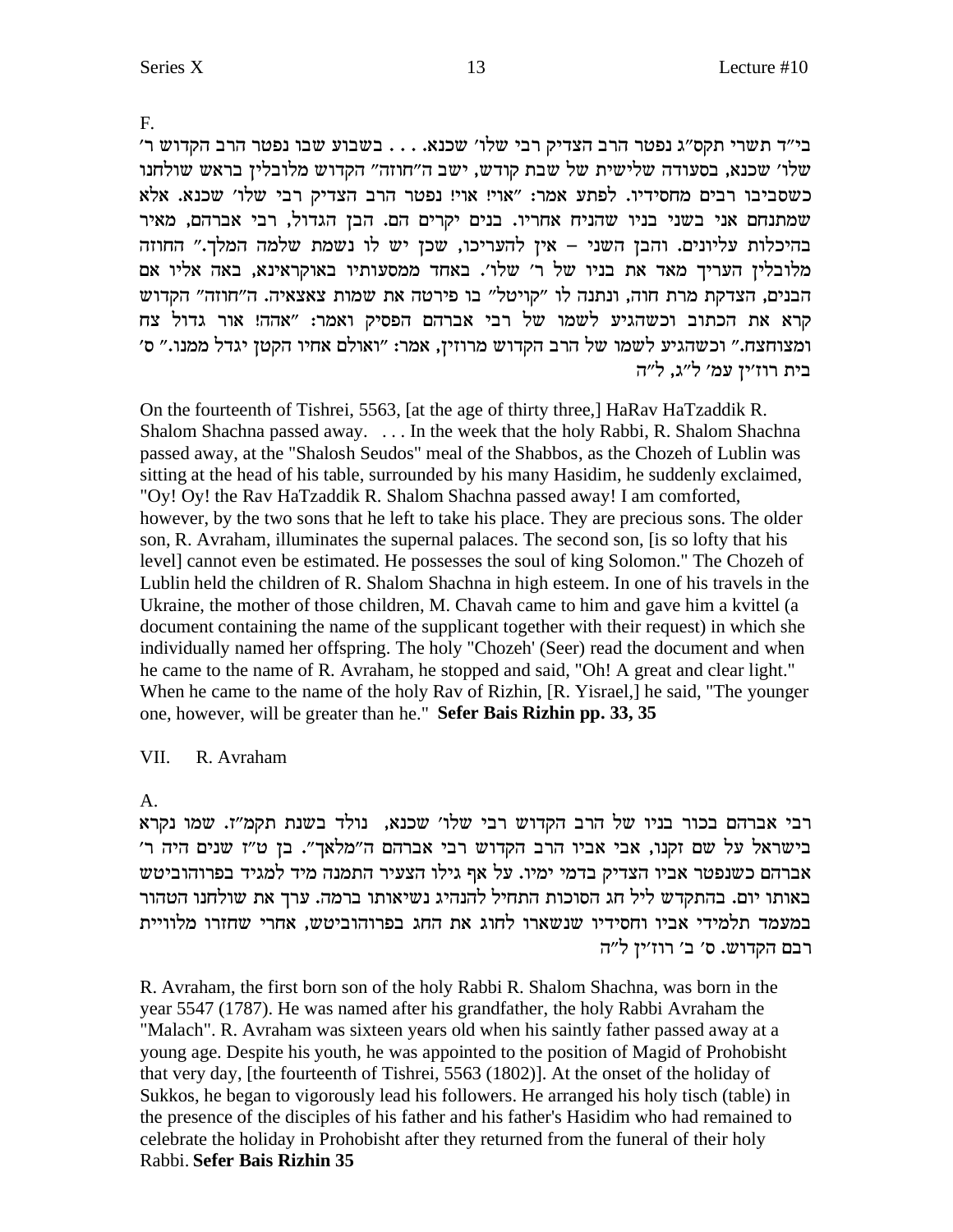F.

בי"ד תשרי תקס"ג נפטר הרב הצדיק רבי שלו' שכנא. . . . בשבוע שבו נפטר הרב הקדוש ר' שלו' שכנא, בסעודה שלישית של שבת קודש, ישב ה"חוזה" הקדוש מלובלין בראש שולחנו כשסביבו רבים מחסידיו. לפתע אמר: "אוי! אוי! נפטר הרב הצדיק רבי שלו' שכנא. אלא שמתנחם אני בשני בניו שהניח אחריו. בנים יקרים הם. הבן הגדול, רבי אברהם, מאיר בהיכלות עליונים. והבן השני – אין להעריכו, שכן יש לו נשמת שלמה המלך." החוזה מלובלין העריך מאד את בניו של ר' שלו'. באחד ממסעותיו באוקראינא, באה אליו אם הבנים, הצדקת מרת חוה, ונתנה לו "קויטל" בו פירטה את שמות צאצאיה. ה"חוזה" הקדוש קרא את הכתוב וכשהגיע לשמו של רבי אברהם הפסיק ואמר: "אהה! אור גדול צח ומצוחצח." וכשהגיע לשמו של הרב הקדוש מרוזין, אמר: "ואולם אחיו הקטן יגדל ממנו." ס' בית רוז'ין עמ' ל"ג, ל"ה

On the fourteenth of Tishrei, 5563, [at the age of thirty three,] HaRav HaTzaddik R. Shalom Shachna passed away. . . . In the week that the holy Rabbi, R. Shalom Shachna passed away, at the "Shalosh Seudos" meal of the Shabbos, as the Chozeh of Lublin was sitting at the head of his table, surrounded by his many Hasidim, he suddenly exclaimed, "Oy! Oy! the Rav HaTzaddik R. Shalom Shachna passed away! I am comforted, however, by the two sons that he left to take his place. They are precious sons. The older son, R. Avraham, illuminates the supernal palaces. The second son, [is so lofty that his level] cannot even be estimated. He possesses the soul of king Solomon." The Chozeh of Lublin held the children of R. Shalom Shachna in high esteem. In one of his travels in the Ukraine, the mother of those children, M. Chavah came to him and gave him a kvittel (a document containing the name of the supplicant together with their request) in which she individually named her offspring. The holy "Chozeh' (Seer) read the document and when he came to the name of R. Avraham, he stopped and said, "Oh! A great and clear light." When he came to the name of the holy Rav of Rizhin, [R. Yisrael,] he said, "The younger one, however, will be greater than he." **Sefer Bais Rizhin pp. 33, 35**

## VII. R. Avraham

A.

רבי אברהם בכור בניו של הרב הקדוש רבי שלו' שכנא, נולד בשנת תקמ"ז. שמו נקרא בישראל על שם זקנו, אבי אביו הרב הקדוש רבי אברהם ה"מלאך". בן ט"ז שנים היה ר' אברהם כשנפטר אביו הצדיק בדמי ימיו. על אף גילו הצעיר התמנה מיד למגיד בפרוהוביטש באותו יום. בהתקדש ליל חג הסוכות התחיל להנהיג נשיאותו ברמה. ערך את שולחנו הטהור במעמד תלמידי אביו וחסידיו שנשארו לחוג את החג בפרוהוביטש, אחרי שחזרו מלוויית רבם הקדוש. ס' ב' רוז'ין ל"ה

R. Avraham, the first born son of the holy Rabbi R. Shalom Shachna, was born in the year 5547 (1787). He was named after his grandfather, the holy Rabbi Avraham the "Malach". R. Avraham was sixteen years old when his saintly father passed away at a young age. Despite his youth, he was appointed to the position of Magid of Prohobisht that very day, [the fourteenth of Tishrei, 5563 (1802)]. At the onset of the holiday of Sukkos, he began to vigorously lead his followers. He arranged his holy tisch (table) in the presence of the disciples of his father and his father's Hasidim who had remained to celebrate the holiday in Prohobisht after they returned from the funeral of their holy Rabbi. **Sefer Bais Rizhin 35**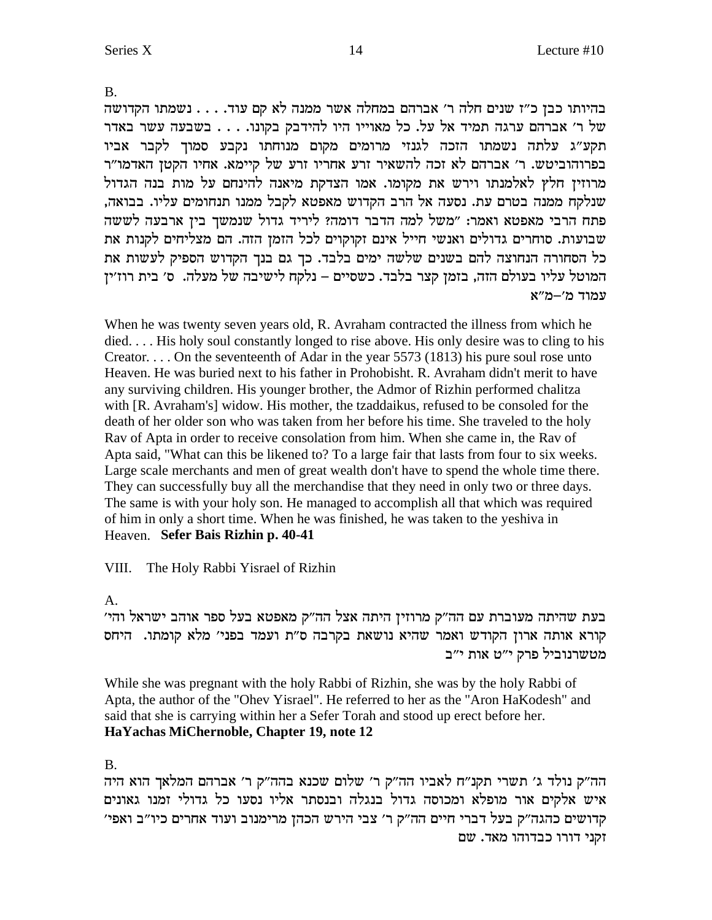B.

בהיותו כבן כ"ז שנים חלה ר' אברהם במחלה אשר ממנה לא קם עוד. . . . נשמתו הקדושה של ר' אברהם ערגה תמיד אל על. כל מאוייו היו להידבק בקונו. . . . בשבעה עשר באדר תקע"ג עלתה נשמתו הזכה לגנזי מרומים מקום מנוחתו נקבע סמוך לקבר אביו בפרוהוביטש. ר' אברהם לא זכה להשאיר זרע אחריו זרע של קיימא. אחיו הקטן האדמו"ר מרוזין חלץ לאלמנתו וירש את מקומו. אמו הצדקת מיאנה להינחם על מות בנה הגדול שנלקח ממנה בטרם עת. נסעה אל הרב הקדוש מאפטא לקבל ממנו תנחומים עליו. בבואה, פתח הרבי מאפטא ואמר: "משל למה הדבר דומה? ליריד גדול שנמשך בין ארבעה לששה שבועות. סוחרים גדולים ואנשי חייל אינם זקוקים לכל הזמן הזה. הם מצליחים לקנות את כל הסחורה הנחוצה להם בשנים שלשה ימים בלבד. כך גם בנך הקדוש הספיק לעשות את המוטל עליו בעולם הזה, בזמן קצר בלבד. כשסיים – נלקח לישיבה של מעלה. ס' בית רוז'ין עמוד מ'–מ"א

When he was twenty seven years old, R. Avraham contracted the illness from which he died. . . . His holy soul constantly longed to rise above. His only desire was to cling to his Creator. . . . On the seventeenth of Adar in the year 5573 (1813) his pure soul rose unto Heaven. He was buried next to his father in Prohobisht. R. Avraham didn't merit to have any surviving children. His younger brother, the Admor of Rizhin performed chalitza with [R. Avraham's] widow. His mother, the tzaddaikus, refused to be consoled for the death of her older son who was taken from her before his time. She traveled to the holy Rav of Apta in order to receive consolation from him. When she came in, the Rav of Apta said, "What can this be likened to? To a large fair that lasts from four to six weeks. Large scale merchants and men of great wealth don't have to spend the whole time there. They can successfully buy all the merchandise that they need in only two or three days. The same is with your holy son. He managed to accomplish all that which was required of him in only a short time. When he was finished, he was taken to the yeshiva in Heaven. **Sefer Bais Rizhin p. 40-41**

VIII. The Holy Rabbi Yisrael of Rizhin

A.

בעת שהיתה מעוברת עם הה"ק מרוזין היתה אצל הה"ק מאפטא בעל ספר אוהב ישראל והי' קורא אותה ארון הקודש ואמר שהיא נושאת בקרבה ס"ת ועמד בפני' מלא קומתו. היחס מטשרנוביל פרק י"ט אות י"ב

While she was pregnant with the holy Rabbi of Rizhin, she was by the holy Rabbi of Apta, the author of the "Ohev Yisrael". He referred to her as the "Aron HaKodesh" and said that she is carrying within her a Sefer Torah and stood up erect before her. **HaYachas MiChernoble, Chapter 19, note 12**

B.

הה"ק נולד ג' תשרי תקנ"ח לאביו הה"ק ר' שלום שכנא בהה"ק ר' אברהם המלאך הוא היה איש אלקים אור מופלא ומכוסה גדול בנגלה ובנסתר אליו נסעו כל גדולי זמנו גאונים קדושים כהגה"ק בעל דברי חיים הה"ק ר' צבי הירש הכהן מרימנוב ועוד אחרים כיו"ב ואפי' זקני דורו כבדוהו מאד. שם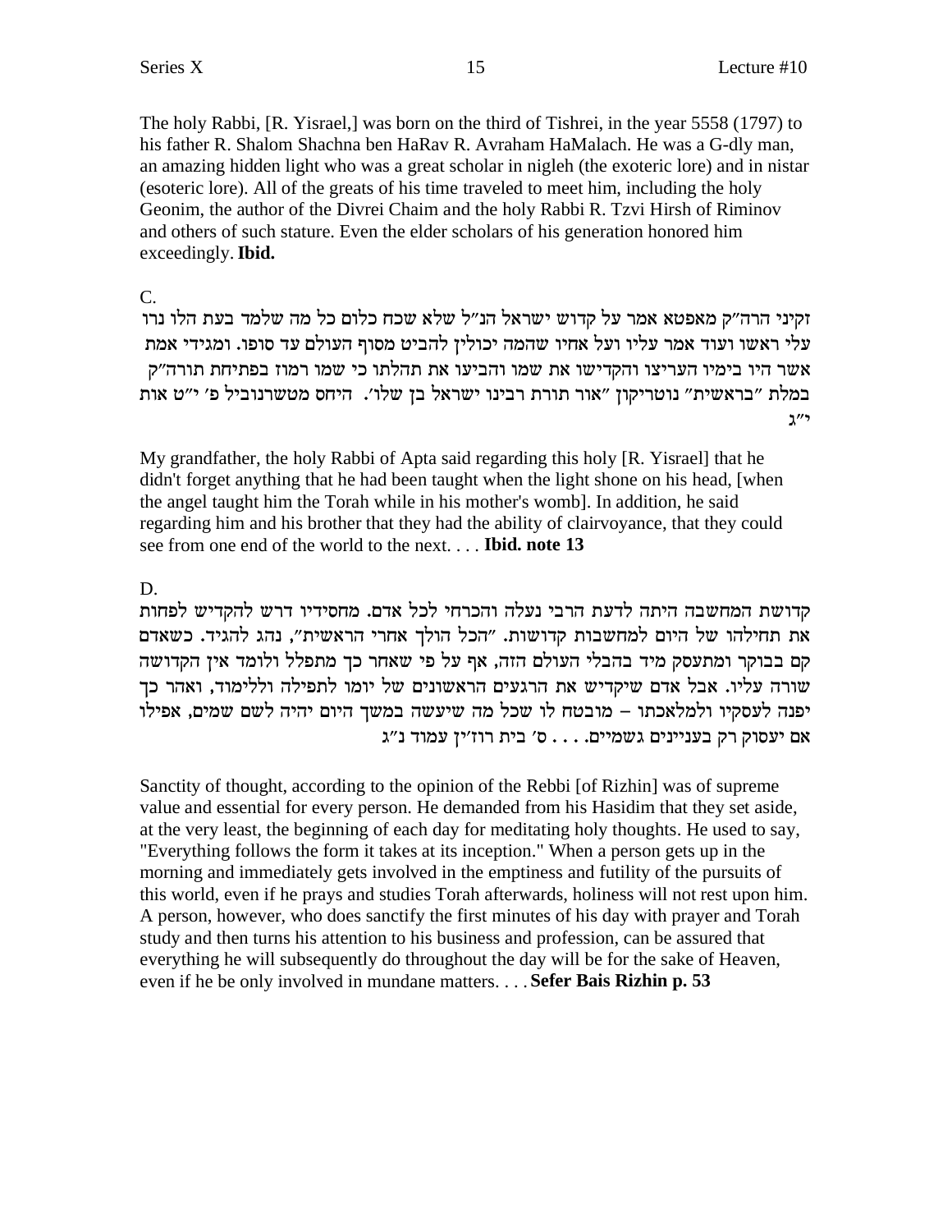The holy Rabbi, [R. Yisrael,] was born on the third of Tishrei, in the year 5558 (1797) to his father R. Shalom Shachna ben HaRav R. Avraham HaMalach. He was a G-dly man, an amazing hidden light who was a great scholar in nigleh (the exoteric lore) and in nistar (esoteric lore). All of the greats of his time traveled to meet him, including the holy Geonim, the author of the Divrei Chaim and the holy Rabbi R. Tzvi Hirsh of Riminov and others of such stature. Even the elder scholars of his generation honored him exceedingly. **Ibid.**

C.

זקיני הרה״ק מאפטא אמר על קדוש ישראל הנ״ל שלא שכח כלום כל מה שלמד בעת הלו נרו עלי ראשו ועוד אמר עליו ועל אחיו שהמה יכולין להביט מסוף העולם עד סופו. ומגידי אמת אשר היו בימיו העריצו והקדישו את שמו והביעו את תהלתו כי שמו רמוז בפתיחת תורה״ק במלת ״בראשית״ נוטריקון ״אור תורת רבינו ישראל בן שלו׳. היחס מטשרנוביל פ׳ י״ט אות י״ג

My grandfather, the holy Rabbi of Apta said regarding this holy [R. Yisrael] that he didn't forget anything that he had been taught when the light shone on his head, [when the angel taught him the Torah while in his mother's womb]. In addition, he said regarding him and his brother that they had the ability of clairvoyance, that they could see from one end of the world to the next. . . . **Ibid. note 13**

D.

קדושת המחשבה היתה לדעת הרבי נעלה והכרחי לכל אדם. מחסידיו דרש להקדיש לפחות את תחילהו של היום למחשבות קדושות. ״הכל הולך אחרי הראשית״, נהג להגיד. כשאדם קם בבוקר ומתעסק מיד בהבלי העולם הזה, אף על פי שאחר כך מתפלל ולומד אין הקדושה שורה עליו. אבל אדם שיקדיש את הרגעים הראשונים של יומו לתפילה וללימוד, ואהר כך יפנה לעסקיו ולמלאכתו – מובטח לו שכל מה שיעשה במשך היום יהיה לשם שמים, אפילו אם יעסוק רק בעניינים גשמיים. . . . ס׳ בית רוז׳ין עמוד נ״ג

Sanctity of thought, according to the opinion of the Rebbi [of Rizhin] was of supreme value and essential for every person. He demanded from his Hasidim that they set aside, at the very least, the beginning of each day for meditating holy thoughts. He used to say, "Everything follows the form it takes at its inception." When a person gets up in the morning and immediately gets involved in the emptiness and futility of the pursuits of this world, even if he prays and studies Torah afterwards, holiness will not rest upon him. A person, however, who does sanctify the first minutes of his day with prayer and Torah study and then turns his attention to his business and profession, can be assured that everything he will subsequently do throughout the day will be for the sake of Heaven, even if he be only involved in mundane matters. . . . **Sefer Bais Rizhin p. 53**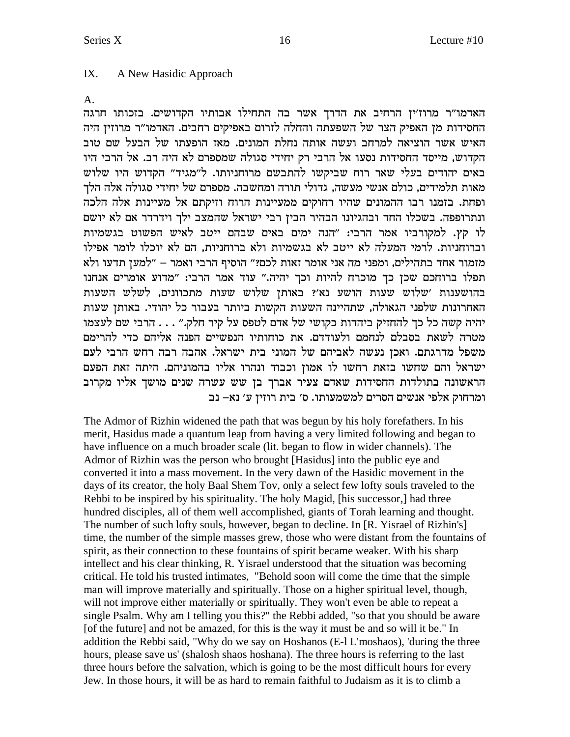## IX. A New Hasidic Approach

A.

האדמו"ר מרוז'ין הרחיב את הדרך אשר בה התחילו אבותיו הקדושים. בזכותו חרגה החסידות מן האפיק הצר של השפעתה והחלה לזרום באפיקים רחבים. האדמו"ר מרוזין היה האיש אשר הוציאה למרחב ועשה אותה נחלת המונים. מאז הופעתו של הבעל שם טוב הקדוש, מייסד החסידות נסעו אל הרבי רק יחידי סגולה שמספרם לא היה רב. אל הרבי היו באים יהודים בעלי שאר רוח שביקשו להתבשם מרוחניותו. ל"מגיד" הקדוש היו שלוש מאות תלמידים, כולם אנשי מעשה, גדולי תורה ומחשבה. מספרם של יחידי סגולה אלה הלך ופחת. בזמנו רבו ההמונים שהיו רחוקים ממעיינות הרוח וזיקתם אל מעיינות אלה הלכה ונתרופפה. בשכלו החד ובהגיונו הבהיר הבין רבי ישראל שהמצב ילך וידרדר אם לא יושם לו קץ. למקורביו אמר הרבי: "הנה ימים באים שבהם ייטב לאיש הפשוט בגשמיות וברוחניות. לרמי המעלה לא ייטב לא בגשמיות ולא ברוחניות, הם לא יוכלו לומר אפילו מזמור אחד בתהילים, ומפני מה אני אומר זאות לכם?" הוסיף הרבי ואמר – "למען תדעו ולא תפלו ברוחכם שכן כך מוכרח להיות וכך יהיה." עוד אמר הרבי: "מדוע אומרים אנחנו בהושענות 'שלוש שעות הושע נא'? באותן שלוש שעות מתכוונים, לשלש השעות האחרונות שלפני הגאולה, שתהיינה השעות הקשות ביותר עבור כל יהודי. באותן שעות יהיה קשה כל כך להחזיק ביהדות כקושי של אדם לטפס על קיר חלק." . . . הרבי שם לעצמו מטרה לשאת בסבלם לנחמם ולעודדם. את כוחותיו הנפשיים הפנה אליהם כדי להרימם משפל מדרגתם. ואכן נעשה לאביהם של המוני בית ישראל. אהבה רבה רחש הרבי לעם ישראל והם שחשו בזאת רחשו לו אמון וכבוד ונהרו אליו בהמוניהם. היתה זאת הפעם הראשונה בתולדות החסידות שאדם צעיר אברך בן שש עשרה שנים מושך אליו מקרוב ומרחוק אלפי אנשים הסרים למשמעותו. ס' בית רוזין ע' נא– נב

The Admor of Rizhin widened the path that was begun by his holy forefathers. In his merit, Hasidus made a quantum leap from having a very limited following and began to have influence on a much broader scale (lit. began to flow in wider channels). The Admor of Rizhin was the person who brought [Hasidus] into the public eye and converted it into a mass movement. In the very dawn of the Hasidic movement in the days of its creator, the holy Baal Shem Tov, only a select few lofty souls traveled to the Rebbi to be inspired by his spirituality. The holy Magid, [his successor,] had three hundred disciples, all of them well accomplished, giants of Torah learning and thought. The number of such lofty souls, however, began to decline. In [R. Yisrael of Rizhin's] time, the number of the simple masses grew, those who were distant from the fountains of spirit, as their connection to these fountains of spirit became weaker. With his sharp intellect and his clear thinking, R. Yisrael understood that the situation was becoming critical. He told his trusted intimates, "Behold soon will come the time that the simple man will improve materially and spiritually. Those on a higher spiritual level, though, will not improve either materially or spiritually. They won't even be able to repeat a single Psalm. Why am I telling you this?" the Rebbi added, "so that you should be aware [of the future] and not be amazed, for this is the way it must be and so will it be." In addition the Rebbi said, "Why do we say on Hoshanos (E-l L'moshaos), 'during the three hours, please save us' (shalosh shaos hoshana). The three hours is referring to the last three hours before the salvation, which is going to be the most difficult hours for every Jew. In those hours, it will be as hard to remain faithful to Judaism as it is to climb a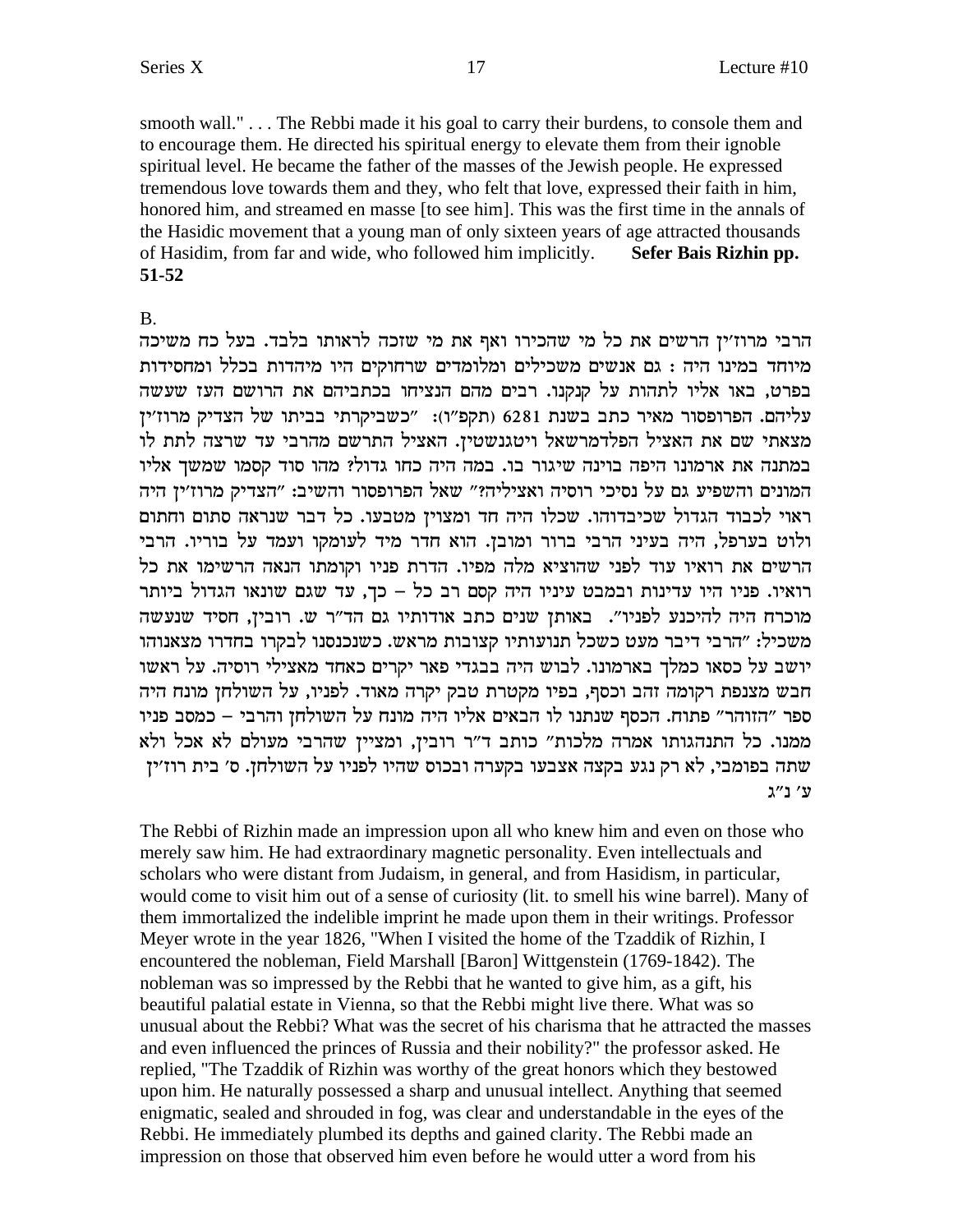smooth wall." . . . The Rebbi made it his goal to carry their burdens, to console them and to encourage them. He directed his spiritual energy to elevate them from their ignoble spiritual level. He became the father of the masses of the Jewish people. He expressed tremendous love towards them and they, who felt that love, expressed their faith in him, honored him, and streamed en masse [to see him]. This was the first time in the annals of the Hasidic movement that a young man of only sixteen years of age attracted thousands of Hasidim, from far and wide, who followed him implicitly. **Sefer Bais Rizhin pp. 51-52**

B.

הרבי מרוז'ין הרשים את כל מי שהכירו ואף את מי שזכה לראותו בלבד. בעל כח משיכה מיוחד במינו היה : גם אנשים משכילים ומלומדים שרחוקים היו מיהדות בכלל ומחסידות בפרט, באו אליו לתהות על קנקנו. רבים מהם הנציחו בכתביהם את הרושם העז שעשה עליהם. הפרופסור מאיר כתב בשנת 6281 (תקפ"ו): "כשביקרתי בביתו של הצדיק מרוז'ין מצאתי שם את האציל הפלדמרשאל ויטגנשטיין. האציל התרשם מהרבי עד שרצה לתת לו במתנה את ארמונו היפה בוינה שיגור בו. במה היה כחו גדול? מהו סוד קסמו שמשך אליו המונים והשפיע גם על נסיכי רוסיה ואציליה?" שאל הפרופסור והשיב: "הצדיק מרוז'ין היה ראוי לכבוד הגדול שכיבדוהו. שכלו היה חד ומצוין מטבעו. כל דבר שנראה סתום וחתום ולוט בערפל, היה בעיני הרבי ברור ומובן. הוא חדר מיד לעומקו ועמד על בוריו. הרבי הרשים את רואיו עוד לפני שהוציא מלה מפיו. הדרת פניו וקומתו הנאה הרשימו את כל רואיו. פניו היו עדינות ובמבט עיניו היה קסם רב כל – כך, עד שגם שונאו הגדול ביותר מוכרח היה להיכנע לפניו". באותן שנים כתב אודותיו גם הד"ר ש. רובין, חסיד שנעשה משכיל: "הרבי דיבר מעט כשכל תנועותיו קצובות מראש. כשנכנסנו לבקרו בחדרו מצאנוהו יושב על כסאו כמלך בארמונו. לבוש היה בבגדי פאר יקרים כאחד מאצילי רוסיה. על ראשו חבש מצנפת רקומה זהב וכסף, בפיו מקטרת טבק יקרה מאוד. לפניו, על השולחן מונח היה ספר "הזוהר" פתוח. הכסף שנתנו לו הבאים אליו היה מונח על השולחן והרבי – כמסב פניו ממנו. כל התנהגותו אמרה מלכות" כותב ד"ר רובין, ומציין שהרבי מעולם לא אכל ולא שתה בפומבי, לא רק נגע בקצה אצבעו בקערה ובכוס שהיו לפניו על השולחן. ס' בית רוז'ין ע' נ"ג

The Rebbi of Rizhin made an impression upon all who knew him and even on those who merely saw him. He had extraordinary magnetic personality. Even intellectuals and scholars who were distant from Judaism, in general, and from Hasidism, in particular, would come to visit him out of a sense of curiosity (lit. to smell his wine barrel). Many of them immortalized the indelible imprint he made upon them in their writings. Professor Meyer wrote in the year 1826, "When I visited the home of the Tzaddik of Rizhin, I encountered the nobleman, Field Marshall [Baron] Wittgenstein (1769-1842). The nobleman was so impressed by the Rebbi that he wanted to give him, as a gift, his beautiful palatial estate in Vienna, so that the Rebbi might live there. What was so unusual about the Rebbi? What was the secret of his charisma that he attracted the masses and even influenced the princes of Russia and their nobility?" the professor asked. He replied, "The Tzaddik of Rizhin was worthy of the great honors which they bestowed upon him. He naturally possessed a sharp and unusual intellect. Anything that seemed enigmatic, sealed and shrouded in fog, was clear and understandable in the eyes of the Rebbi. He immediately plumbed its depths and gained clarity. The Rebbi made an impression on those that observed him even before he would utter a word from his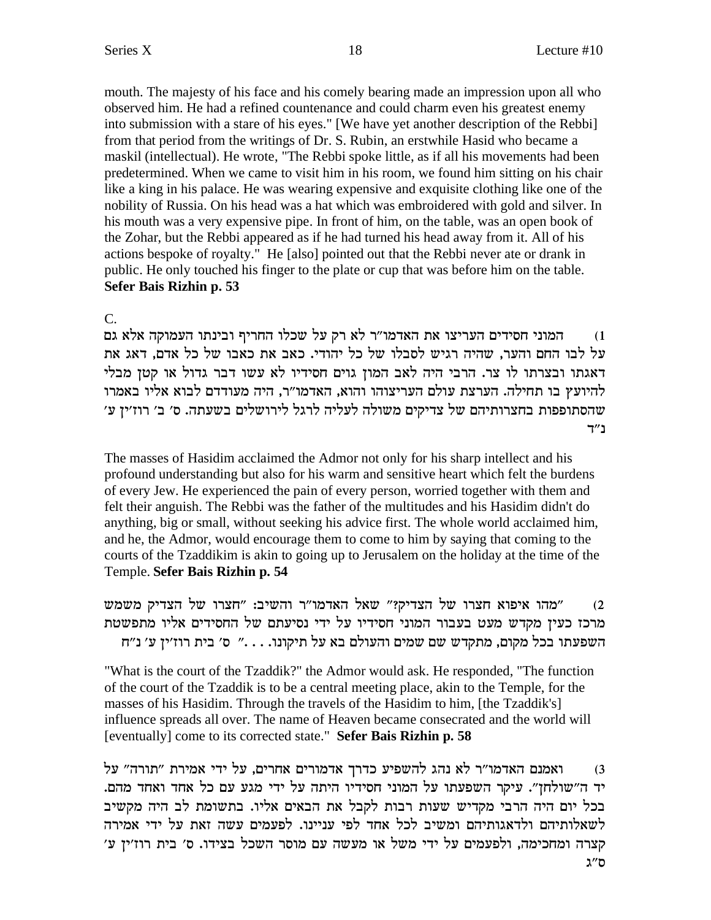mouth. The majesty of his face and his comely bearing made an impression upon all who observed him. He had a refined countenance and could charm even his greatest enemy into submission with a stare of his eyes." [We have yet another description of the Rebbi] from that period from the writings of Dr. S. Rubin, an erstwhile Hasid who became a maskil (intellectual). He wrote, "The Rebbi spoke little, as if all his movements had been predetermined. When we came to visit him in his room, we found him sitting on his chair like a king in his palace. He was wearing expensive and exquisite clothing like one of the nobility of Russia. On his head was a hat which was embroidered with gold and silver. In his mouth was a very expensive pipe. In front of him, on the table, was an open book of the Zohar, but the Rebbi appeared as if he had turned his head away from it. All of his actions bespoke of royalty." He [also] pointed out that the Rebbi never ate or drank in public. He only touched his finger to the plate or cup that was before him on the table. **Sefer Bais Rizhin p. 53**

C.

1) המוני חסידים העריצו את האדמו"ר לא רק על שכלו החריף ובינתו העמוקה אלא גם על לבו החם והער, שהיה רגיש לסבלו של כל יהודי. כאב את כאבו של כל אדם, דאג את דאגתו ובצרתו לו צר. הרבי היה לאב המון גוים חסידיו לא עשו דבר גדול או קטן מבלי להיועץ בו תחילה. הערצת עולם העריצוהו והוא, האדמו"ר, היה מעודדם לבוא אליו באמרו שהסתופפות בחצרותיהם של צדיקים משולה לעליה לרגל לירושלים בשעתה. ס' ב' רוז'ין ע' נ"ד

The masses of Hasidim acclaimed the Admor not only for his sharp intellect and his profound understanding but also for his warm and sensitive heart which felt the burdens of every Jew. He experienced the pain of every person, worried together with them and felt their anguish. The Rebbi was the father of the multitudes and his Hasidim didn't do anything, big or small, without seeking his advice first. The whole world acclaimed him, and he, the Admor, would encourage them to come to him by saying that coming to the courts of the Tzaddikim is akin to going up to Jerusalem on the holiday at the time of the Temple. **Sefer Bais Rizhin p. 54**

2) "מהו איפוא חצרו של הצדיק?" שאל האדמו"ר והשיב: "חצרו של הצדיק משמש מרכז כעין מקדש מעט בעבור המוני חסידיו על ידי נסיעתם של החסידים אליו מתפשטת השפעתו בכל מקום, מתקדש שם שמים והעולם בא על תיקונו. . . ." ס' בית רוז'ין ע' נ"ח

"What is the court of the Tzaddik?" the Admor would ask. He responded, "The function of the court of the Tzaddik is to be a central meeting place, akin to the Temple, for the masses of his Hasidim. Through the travels of the Hasidim to him, [the Tzaddik's] influence spreads all over. The name of Heaven became consecrated and the world will [eventually] come to its corrected state." **Sefer Bais Rizhin p. 58**

3) ואמנם האדמו"ר לא נהג להשפיע כדרך אדמורים אחרים, על ידי אמירת "תורה" על יד ה"שולחן". עיקר השפעתו על המוני חסידיו היתה על ידי מגע עם כל אחד ואחד מהם. בכל יום היה הרבי מקדיש שעות רבות לקבל את הבאים אליו. בתשומת לב היה מקשיב לשאלותיהם ולדאגותיהם ומשיב לכל אחד לפי עניינו. לפעמים עשה זאת על ידי אמירה קצרה ומחכימה, ולפעמים על ידי משל או מעשה עם מוסר השכל בצידו. ס' בית רוז'ין ע' ס"ג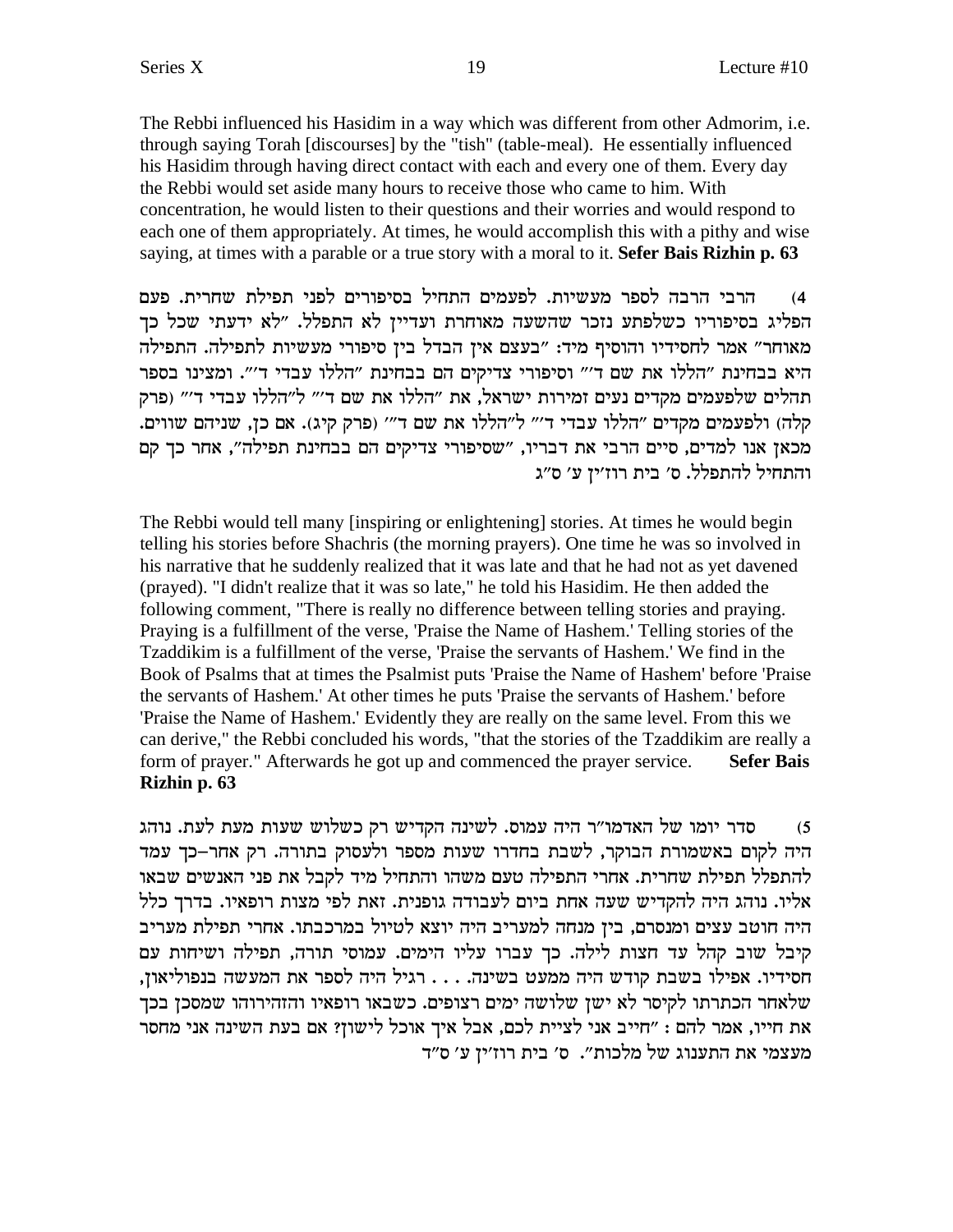The Rebbi influenced his Hasidim in a way which was different from other Admorim, i.e. through saying Torah [discourses] by the "tish" (table-meal). He essentially influenced his Hasidim through having direct contact with each and every one of them. Every day the Rebbi would set aside many hours to receive those who came to him. With concentration, he would listen to their questions and their worries and would respond to each one of them appropriately. At times, he would accomplish this with a pithy and wise saying, at times with a parable or a true story with a moral to it. **Sefer Bais Rizhin p. 63**

4) הרבי הרבה לספר מעשיות. לפעמים התחיל בסיפורים לפני תפילת שחרית. פעם הפליג בסיפוריו כשלפתע נזכר שהשעה מאוחרת ועדיין לא התפלל. "לא ידעתי שכל כך מאוחר" אמר לחסידיו והוסיף מיד: "בעצם אין הבדל בין סיפורי מעשיות לתפילה. התפילה היא בבחינת "הללו את שם ד'" וסיפורי צדיקים הם בבחינת "הללו עבדי ד'". ומצינו בספר תהלים שלפעמים מקדים נעים זמירות ישראל, את "הללו את שם ד'" ל"הללו עבדי ד'" (פרק קלה) ולפעמים מקדים "הללו עבדי ד'" ל"הללו את שם ד'" (פרק קיג). אם כן, שניהם שווים. מכאן אנו למדים, סיים הרבי את דבריו, "שסיפורי צדיקים הם בבחינת תפילה", אחר כך קם והתחיל להתפלל. ס' בית רוז'ין ע' ס"ג

The Rebbi would tell many [inspiring or enlightening] stories. At times he would begin telling his stories before Shachris (the morning prayers). One time he was so involved in his narrative that he suddenly realized that it was late and that he had not as yet davened (prayed). "I didn't realize that it was so late," he told his Hasidim. He then added the following comment, "There is really no difference between telling stories and praying. Praying is a fulfillment of the verse, 'Praise the Name of Hashem.' Telling stories of the Tzaddikim is a fulfillment of the verse, 'Praise the servants of Hashem.' We find in the Book of Psalms that at times the Psalmist puts 'Praise the Name of Hashem' before 'Praise the servants of Hashem.' At other times he puts 'Praise the servants of Hashem.' before 'Praise the Name of Hashem.' Evidently they are really on the same level. From this we can derive," the Rebbi concluded his words, "that the stories of the Tzaddikim are really a form of prayer." Afterwards he got up and commenced the prayer service. **Sefer Bais Rizhin p. 63**

5) סדר יומו של האדמו"ר היה עמוס. לשינה הקדיש רק כשלוש שעות מעת לעת. נוהג היה לקום באשמורת הבוקר, לשבת בחדרו שעות מספר ולעסוק בתורה. רק אחר–כך עמד להתפלל תפילת שחרית. אחרי התפילה טעם משהו והתחיל מיד לקבל את פני האנשים שבאו אליו. נוהג היה להקדיש שעה אחת ביום לעבודה גופנית. זאת לפי מצות רופאיו. בדרך כלל היה חוטב עצים ומנסרם, בין מנחה למעריב היה יוצא לטיול במרכבתו. אחרי תפילת מעריב קיבל שוב קהל עד חצות לילה. כך עברו עליו הימים. עמוסי תורה, תפילה ושיחות עם חסידיו. אפילו בשבת קודש היה ממעט בשינה. . . . רגיל היה לספר את המעשה בנפוליאון, שלאחר הכתרתו לקיסר לא ישן שלושה ימים רצופים. כשבאו רופאיו והזהירוהו שמסכן בכך את חייו, אמר להם : "חייב אני לציית לכם, אבל איך אוכל לישון? אם בעת השינה אני מחסר מעצמי את התענוג של מלכות". ס' בית רוז'ין ע' ס"ד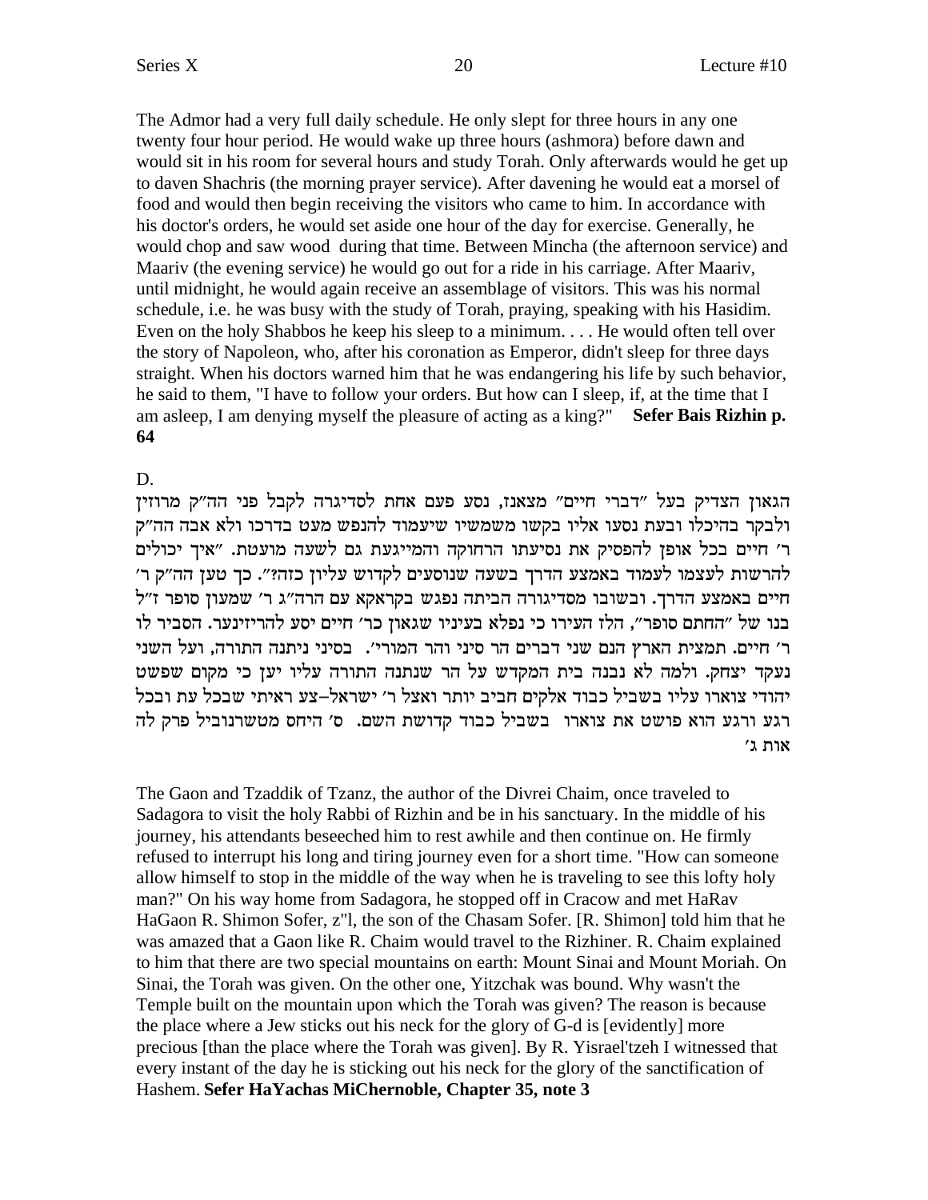The Admor had a very full daily schedule. He only slept for three hours in any one twenty four hour period. He would wake up three hours (ashmora) before dawn and would sit in his room for several hours and study Torah. Only afterwards would he get up to daven Shachris (the morning prayer service). After davening he would eat a morsel of food and would then begin receiving the visitors who came to him. In accordance with his doctor's orders, he would set aside one hour of the day for exercise. Generally, he would chop and saw wood during that time. Between Mincha (the afternoon service) and Maariv (the evening service) he would go out for a ride in his carriage. After Maariv, until midnight, he would again receive an assemblage of visitors. This was his normal schedule, i.e. he was busy with the study of Torah, praying, speaking with his Hasidim. Even on the holy Shabbos he keep his sleep to a minimum. . . . He would often tell over the story of Napoleon, who, after his coronation as Emperor, didn't sleep for three days straight. When his doctors warned him that he was endangering his life by such behavior, he said to them, "I have to follow your orders. But how can I sleep, if, at the time that I am asleep, I am denying myself the pleasure of acting as a king?" **Sefer Bais Rizhin p. 64**

D.

הגאון הצדיק בעל "דברי חיים" מצאנז, נסע פעם אחת לסדיגרה לקבל פני הה"ק מרוזין ולבקר בהיכלו ובעת נסעו אליו בקשו משמשיו שיעמוד להנפש מעט בדרכו ולא אבה הה"ק ר' חיים בכל אופן להפסיק את נסיעתו הרחוקה והמייגעת גם לשעה מועטת. "איך יכולים להרשות לעצמו לעמוד באמצע הדרך בשעה שנוסעים לקדוש עליון כזה?". כך טען הה"ק ר' חיים באמצע הדרך. ובשובו מסדיגורה הביתה נפגש בקראקא עם הרה"ג ר' שמעון סופר ז"ל בנו של "החתם סופר", הלז העירו כי נפלא בעיניו שגאון כר' חיים יסע להריזינער. הסביר לו ר' חיים. תמצית הארץ הנם שני דברים הר סיני והר המורי'. בסיני ניתנה התורה, ועל השני נעקד יצחק. ולמה לא נבנה בית המקדש על הר שנתנה התורה עליו יען כי מקום שפשט יהודי צוארו עליו בשביל כבוד אלקים חביב יותר ואצל ר' ישראל–צע ראיתי שבכל עת ובכל רגע ורגע הוא פושט את צוארו בשביל כבוד קדושת השם. ס' היחס מטשרנוביל פרק לה אות ג'

The Gaon and Tzaddik of Tzanz, the author of the Divrei Chaim, once traveled to Sadagora to visit the holy Rabbi of Rizhin and be in his sanctuary. In the middle of his journey, his attendants beseeched him to rest awhile and then continue on. He firmly refused to interrupt his long and tiring journey even for a short time. "How can someone allow himself to stop in the middle of the way when he is traveling to see this lofty holy man?" On his way home from Sadagora, he stopped off in Cracow and met HaRav HaGaon R. Shimon Sofer, z"l, the son of the Chasam Sofer. [R. Shimon] told him that he was amazed that a Gaon like R. Chaim would travel to the Rizhiner. R. Chaim explained to him that there are two special mountains on earth: Mount Sinai and Mount Moriah. On Sinai, the Torah was given. On the other one, Yitzchak was bound. Why wasn't the Temple built on the mountain upon which the Torah was given? The reason is because the place where a Jew sticks out his neck for the glory of G-d is [evidently] more precious [than the place where the Torah was given]. By R. Yisrael'tzeh I witnessed that every instant of the day he is sticking out his neck for the glory of the sanctification of Hashem. **Sefer HaYachas MiChernoble, Chapter 35, note 3**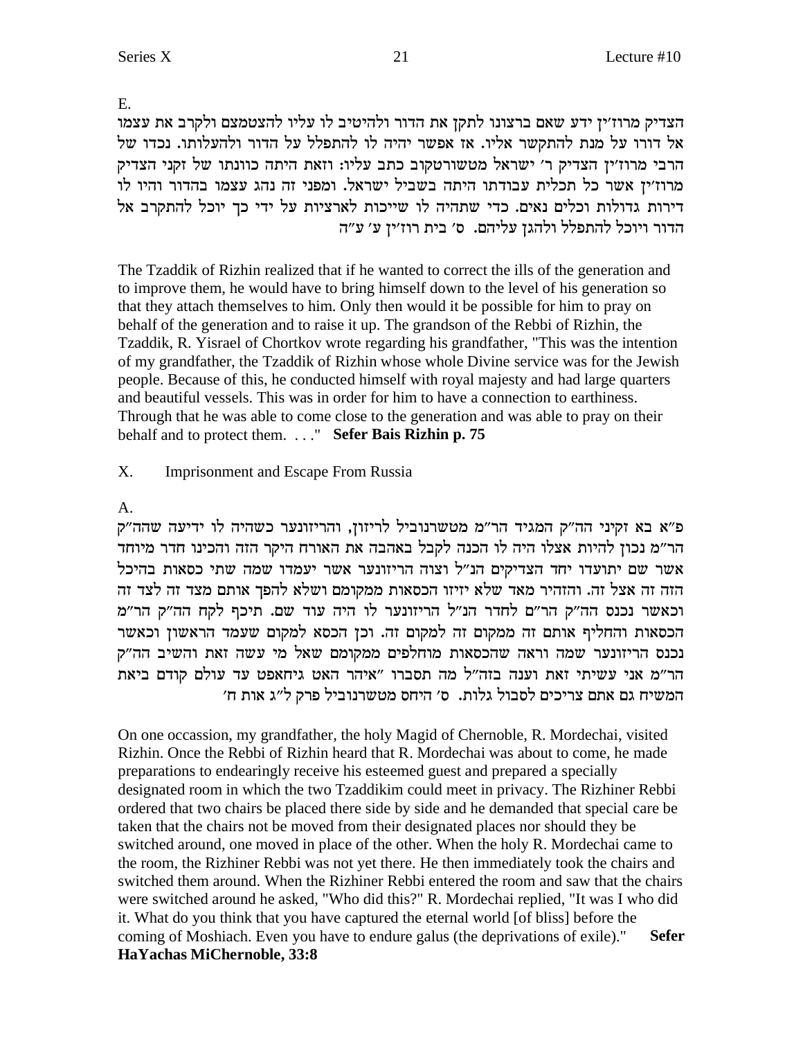E.

הצדיק מרוז'ין ידע שאם ברצונו לתקן את הדור ולהיטיב לו עליו להצטמצם ולקרב את עצמו אל דורו על מנת להתקשר אליו. אז אפשר יהיה לו להתפלל על הדור ולהעלותו. נכדו של הרבי מרוז'ין הצדיק ר' ישראל מטשורטקוב כתב עליו: וזאת היתה כוונתו של זקני הצדיק מרוז'ין אשר כל תכלית עבודתו היתה בשביל ישראל. ומפני זה נהג עצמו בהדור והיו לו דירות גדולות וכלים נאים. כדי שתהיה לו שייכות לארציות על ידי כך יוכל להתקרב אל הדור ויוכל להתפלל ולהגן עליהם. ס' בית רוז'ין ע' ע"ה

The Tzaddik of Rizhin realized that if he wanted to correct the ills of the generation and to improve them, he would have to bring himself down to the level of his generation so that they attach themselves to him. Only then would it be possible for him to pray on behalf of the generation and to raise it up. The grandson of the Rebbi of Rizhin, the Tzaddik, R. Yisrael of Chortkov wrote regarding his grandfather, "This was the intention of my grandfather, the Tzaddik of Rizhin whose whole Divine service was for the Jewish people. Because of this, he conducted himself with royal majesty and had large quarters and beautiful vessels. This was in order for him to have a connection to earthiness. Through that he was able to come close to the generation and was able to pray on their behalf and to protect them. . . ." **Sefer Bais Rizhin p. 75**

X. Imprisonment and Escape From Russia

A.

פ"א בא זקיני הה"ק המגיד הר"מ מטשרנוביל לריזין, והריזונער כשהיה לו ידיעה שהה"ק הר"מ נכון להיות אצלו היה לו הכנה לקבל באהבה את האורח היקר הזה והכינו חדר מיוחד אשר שם יתועדו יחד הצדיקים הנ"ל וצוה הריזונער אשר יעמדו שמה שתי כסאות בהיכל הזה זה אצל זה. והזהיר מאד שלא יזיזו הכסאות ממקומם ושלא להפך אותם מצד זה לצד זה וכאשר נכנס הה"ק הר"ם לחדר הנ"ל הריזונער לו היה עוד שם. תיכף לקח הה"ק הר"מ הכסאות והחליף אותם זה ממקום זה למקום זה. וכן הכסא למקום שעמד הראשון וכאשר נכנס הריזונער שמה וראה שהכסאות מוחלפים ממקומם שאל מי עשה זאת והשיב הה"ק הר"מ אני עשיתי זאת וענה בזה"ל מה תסברו "איהר האט גיחאפט עד עולם קודם ביאת המשיח גם אתם צריכים לסבול גלות. ס' היחס מטשרנוביל פרק ל"ג אות ח'

On one occassion, my grandfather, the holy Magid of Chernoble, R. Mordechai, visited Rizhin. Once the Rebbi of Rizhin heard that R. Mordechai was about to come, he made preparations to endearingly receive his esteemed guest and prepared a specially designated room in which the two Tzaddikim could meet in privacy. The Rizhiner Rebbi ordered that two chairs be placed there side by side and he demanded that special care be taken that the chairs not be moved from their designated places nor should they be switched around, one moved in place of the other. When the holy R. Mordechai came to the room, the Rizhiner Rebbi was not yet there. He then immediately took the chairs and switched them around. When the Rizhiner Rebbi entered the room and saw that the chairs were switched around he asked, "Who did this?" R. Mordechai replied, "It was I who did it. What do you think that you have captured the eternal world [of bliss] before the coming of Moshiach. Even you have to endure galus (the deprivations of exile)." **Sefer HaYachas MiChernoble, 33:8**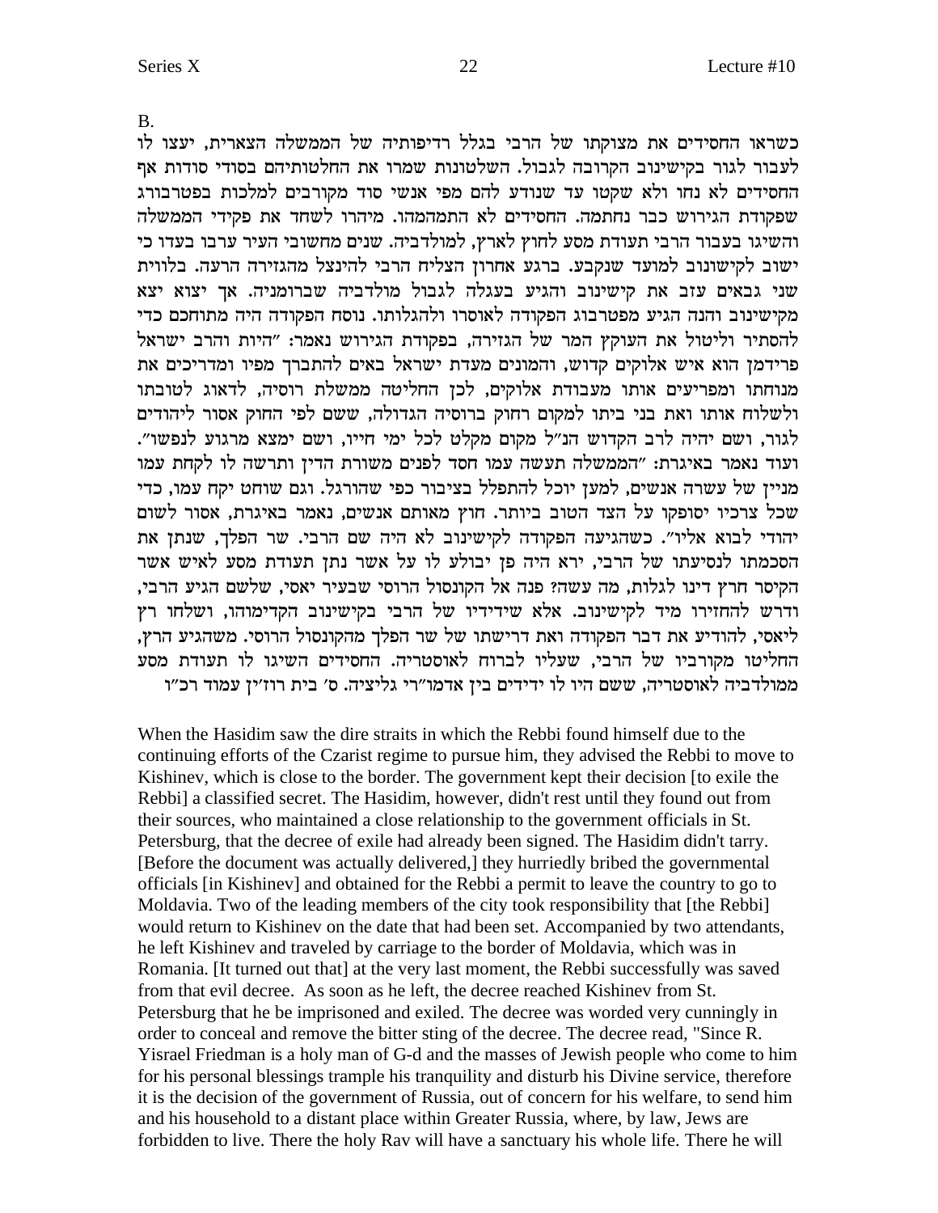B.

כשראו החסידים את מצוקתו של הרבי בגלל רדיפותיה של הממשלה הצארית, יעצו לו לעבור לגור בקישינוב הקרובה לגבול. השלטונות שמרו את החלטותיהם בסודי סודות אף החסידים לא נחו ולא שקטו עד שנודע להם מפי אנשי סוד מקורבים למלכות בפטרבורג שפקודת הגירוש כבר נחתמה. החסידים לא התמהמהו. מיהרו לשחד את פקידי הממשלה והשיגו בעבור הרבי תעודת מסע לחוץ לארץ, למולדביה. שנים מחשובי העיר ערבו בעדו כי ישוב לקישונוב למועד שנקבע. ברגע אחרון הצליח הרבי להינצל מהגזירה הרעה. בלווית שני גבאים עזב את קישינוב והגיע בעגלה לגבול מולדביה שברומניה. אך יצוא יצא מקישינוב והנה הגיע מפטרבוג הפקודה לאוסרו ולהגלותו. נוסח הפקודה היה מתוחכם כדי להסתיר וליטול את העוקץ המר של הגזירה, בפקודת הגירוש נאמר: "היות והרב ישראל פרידמן הוא איש אלוקים קדוש, והמונים מעדת ישראל באים להתברך מפיו ומדריכים את מנוחתו ומפריעים אותו מעבודת אלוקים, לכן החליטה ממשלת רוסיה, לדאוג לטובתו ולשלוח אותו ואת בני ביתו למקום רחוק ברוסיה הגדולה, ששם לפי החוק אסור ליהודים לגור, ושם יהיה לרב הקדוש הנ"ל מקום מקלט לכל ימי חייו, ושם ימצא מרגוע לנפשו". ועוד נאמר באיגרת: "הממשלה תעשה עמו חסד לפנים משורת הדין ותרשה לו לקחת עמו מניין של עשרה אנשים, למען יוכל להתפלל בציבור כפי שהורגל. וגם שוחט יקח עמו, כדי שכל צרכיו יסופקו על הצד הטוב ביותר. חוץ מאותם אנשים, נאמר באיגרת, אסור לשום יהודי לבוא אליו". כשהגיעה הפקודה לקישינוב לא היה שם הרבי. שר הפלך, שנתן את הסכמתו לנסיעתו של הרבי, ירא היה פן יבולע לו על אשר נתן תעודת מסע לאיש אשר הקיסר חרץ דינו לגלות, מה עשה? פנה אל הקונסול הרוסי שבעיר יאסי, שלשם הגיע הרבי, ודרש להחזירו מיד לקישינוב. אלא שידידיו של הרבי בקישינוב הקדימוהו, ושלחו רץ ליאסי, להודיע את דבר הפקודה ואת דרישתו של שר הפלך מהקונסול הרוסי. משהגיע הרץ, החליטו מקורביו של הרבי, שעליו לברוח לאוסטריה. החסידים השיגו לו תעודת מסע ממולדביה לאוסטריה, ששם היו לו ידידים בין אדמו"רי גליציה. ס' בית רוז'ין עמוד רכ"ו

When the Hasidim saw the dire straits in which the Rebbi found himself due to the continuing efforts of the Czarist regime to pursue him, they advised the Rebbi to move to Kishinev, which is close to the border. The government kept their decision [to exile the Rebbi] a classified secret. The Hasidim, however, didn't rest until they found out from their sources, who maintained a close relationship to the government officials in St. Petersburg, that the decree of exile had already been signed. The Hasidim didn't tarry. [Before the document was actually delivered,] they hurriedly bribed the governmental officials [in Kishinev] and obtained for the Rebbi a permit to leave the country to go to Moldavia. Two of the leading members of the city took responsibility that [the Rebbi] would return to Kishinev on the date that had been set. Accompanied by two attendants, he left Kishinev and traveled by carriage to the border of Moldavia, which was in Romania. [It turned out that] at the very last moment, the Rebbi successfully was saved from that evil decree. As soon as he left, the decree reached Kishinev from St. Petersburg that he be imprisoned and exiled. The decree was worded very cunningly in order to conceal and remove the bitter sting of the decree. The decree read, "Since R. Yisrael Friedman is a holy man of G-d and the masses of Jewish people who come to him for his personal blessings trample his tranquility and disturb his Divine service, therefore it is the decision of the government of Russia, out of concern for his welfare, to send him and his household to a distant place within Greater Russia, where, by law, Jews are forbidden to live. There the holy Rav will have a sanctuary his whole life. There he will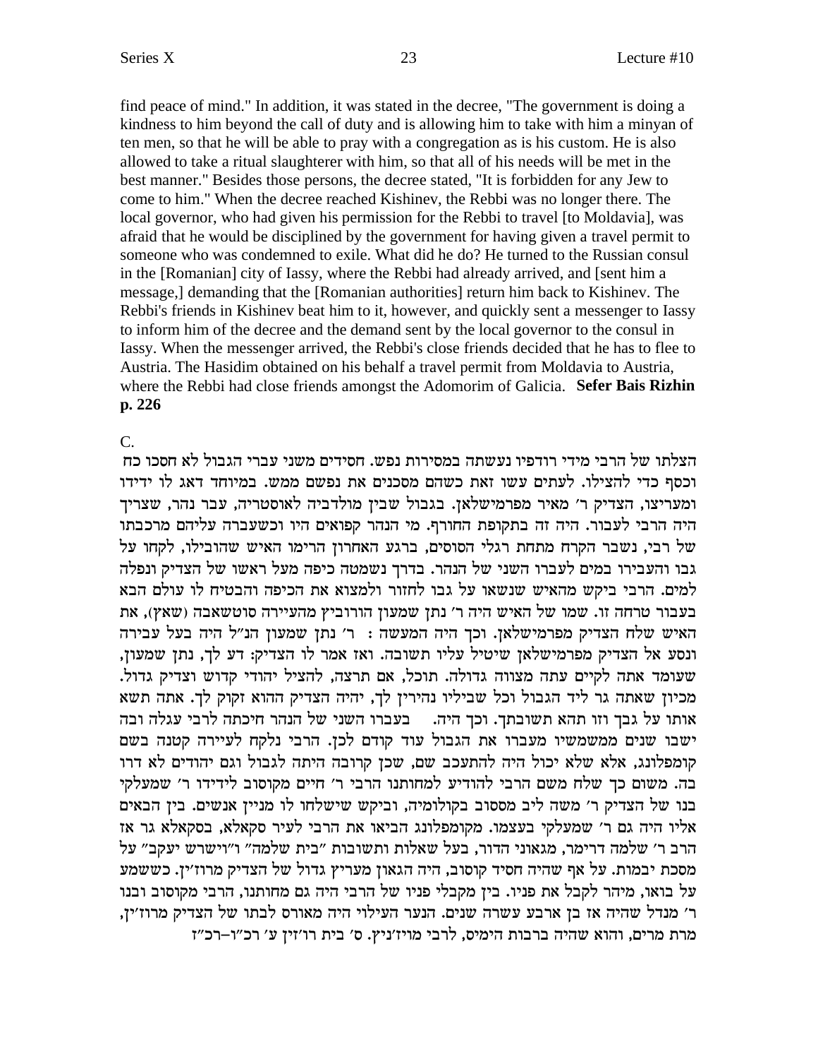find peace of mind." In addition, it was stated in the decree, "The government is doing a kindness to him beyond the call of duty and is allowing him to take with him a minyan of ten men, so that he will be able to pray with a congregation as is his custom. He is also allowed to take a ritual slaughterer with him, so that all of his needs will be met in the best manner." Besides those persons, the decree stated, "It is forbidden for any Jew to come to him." When the decree reached Kishinev, the Rebbi was no longer there. The local governor, who had given his permission for the Rebbi to travel [to Moldavia], was afraid that he would be disciplined by the government for having given a travel permit to someone who was condemned to exile. What did he do? He turned to the Russian consul in the [Romanian] city of Iassy, where the Rebbi had already arrived, and [sent him a message,] demanding that the [Romanian authorities] return him back to Kishinev. The Rebbi's friends in Kishinev beat him to it, however, and quickly sent a messenger to Iassy to inform him of the decree and the demand sent by the local governor to the consul in Iassy. When the messenger arrived, the Rebbi's close friends decided that he has to flee to Austria. The Hasidim obtained on his behalf a travel permit from Moldavia to Austria, where the Rebbi had close friends amongst the Adomorim of Galicia. **Sefer Bais Rizhin p. 226**

C.

הצלתו של הרבי מידי רודפיו נעשתה במסירות נפש. חסידים משני עברי הגבול לא חסכו כח וכסף כדי להצילו. לעתים עשו זאת כשהם מסכנים את נפשם ממש. במיוחד דאג לו ידידו ומעריצו, הצדיק ר' מאיר מפרמישלאן. בגבול שבין מולדביה לאוסטריה, עבר נהר, שצריך היה הרבי לעבור. היה זה בתקופת החורף. מי הנהר קפואים היו וכשעברה עליהם מרכבתו של רבי, נשבר הקרח מתחת רגלי הסוסים, ברגע האחרון הרימו האיש שהובילו, לקחו על גבו והעבירו במים לעברו השני של הנהר. בדרך נשמטה כיפה מעל ראשו של הצדיק ונפלה למים. הרבי ביקש מהאיש שנשאו על גבו לחזור ולמצוא את הכיפה והבטיח לו עולם הבא בעבור טרחה זו. שמו של האיש היה ר' נתן שמעון הורוביץ מהעיירה סוטשאבה (שאץ), את האיש שלח הצדיק מפרמישלאן. וכך היה המעשה : ר' נתן שמעון הנ"ל היה בעל עבירה ונסע אל הצדיק מפרמישלאן שיטיל עליו תשובה. ואז אמר לו הצדיק: דע לך, נתן שמעון, שעומד אתה לקיים עתה מצווה גדולה. תוכל, אם תרצה, להציל יהודי קדוש וצדיק גדול. מכיון שאתה גר ליד הגבול וכל שביליו נהירין לך, יהיה הצדיק ההוא זקוק לך. אתה תשא אותו על גבך וזו תהא תשובתך. וכך היה. בעברו השני של הנהר חיכתה לרבי עגלה ובה ישבו שנים ממשמשיו מעברו את הגבול עוד קודם לכן. הרבי נלקח לעיירה קטנה בשם קומפלונג, אלא שלא יכול היה להתעכב שם, שכן קרובה היתה לגבול וגם יהודים לא דרו בה. משום כך שלח משם הרבי להודיע למחותנו הרבי ר' חיים מקוסוב לידידו ר' שמעלקי בנו של הצדיק ר' משה ליב מססוב בקולומיה, וביקש שישלחו לו מניין אנשים. בין הבאים אליו היה גם ר' שמעלקי בעצמו. מקומפלונג הביאו את הרבי לעיר סקאלא, בסקאלא גר אז הרב ר' שלמה דרימר, מגאוני הדור, בעל שאלות ותשובות "בית שלמה" ו"וישרש יעקב" על מסכת יבמות. על אף שהיה חסיד קוסוב, היה הגאון מעריץ גדול של הצדיק מרוז'ין. כששמע על בואו, מיהר לקבל את פניו. בין מקבלי פניו של הרבי היה גם מחותנו, הרבי מקוסוב ובנו ר' מנדל שהיה אז בן ארבע עשרה שנים. הנער העילוי היה מאורס לבתו של הצדיק מרוז'ין, מרת מרים, והוא שהיה ברבות הימים, לרבי מויז'ניץ. ס' בית רוז'ין ע' רכ"ו–רכ"ז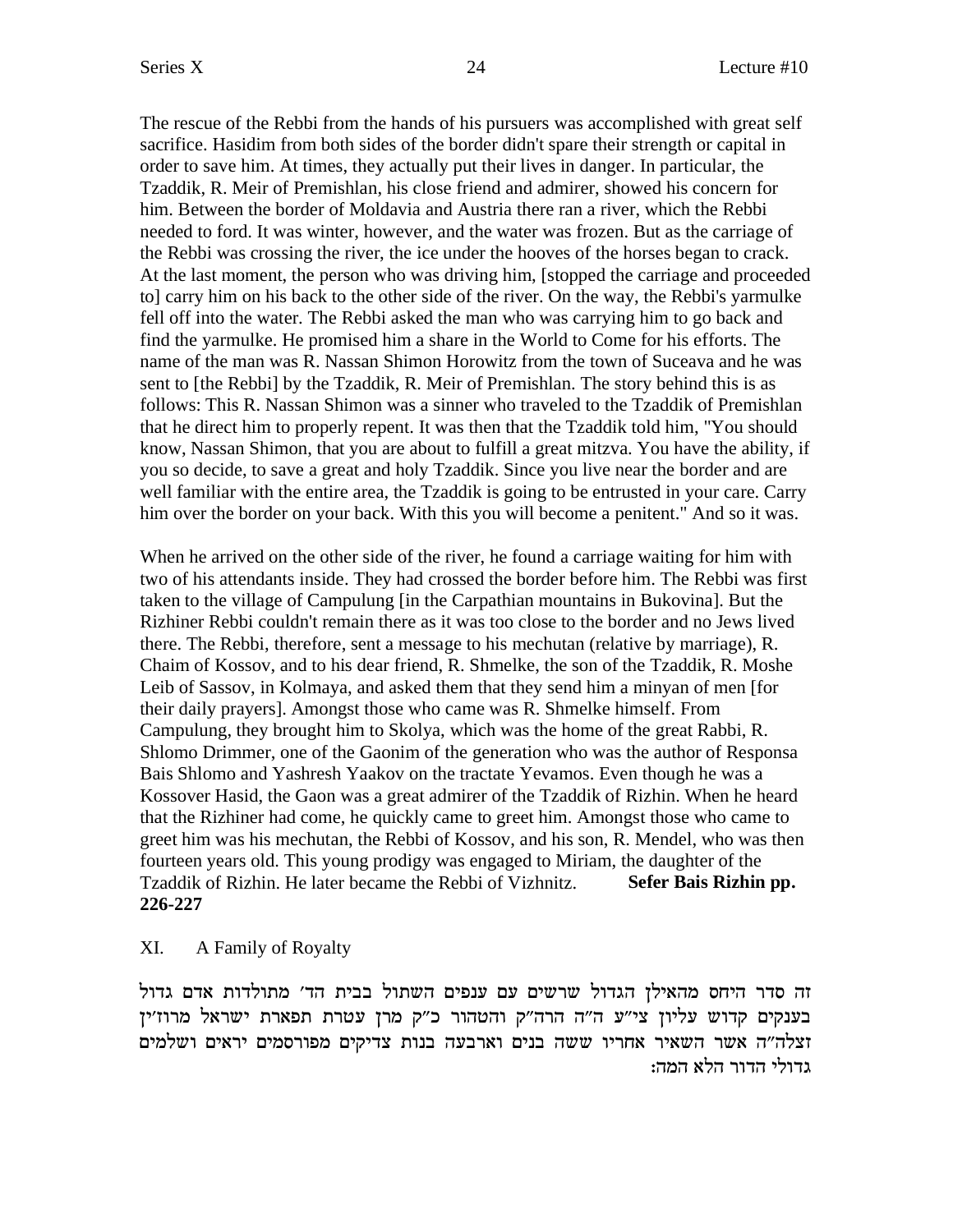The rescue of the Rebbi from the hands of his pursuers was accomplished with great self sacrifice. Hasidim from both sides of the border didn't spare their strength or capital in order to save him. At times, they actually put their lives in danger. In particular, the Tzaddik, R. Meir of Premishlan, his close friend and admirer, showed his concern for him. Between the border of Moldavia and Austria there ran a river, which the Rebbi needed to ford. It was winter, however, and the water was frozen. But as the carriage of the Rebbi was crossing the river, the ice under the hooves of the horses began to crack. At the last moment, the person who was driving him, [stopped the carriage and proceeded to] carry him on his back to the other side of the river. On the way, the Rebbi's yarmulke fell off into the water. The Rebbi asked the man who was carrying him to go back and find the yarmulke. He promised him a share in the World to Come for his efforts. The name of the man was R. Nassan Shimon Horowitz from the town of Suceava and he was sent to [the Rebbi] by the Tzaddik, R. Meir of Premishlan. The story behind this is as follows: This R. Nassan Shimon was a sinner who traveled to the Tzaddik of Premishlan that he direct him to properly repent. It was then that the Tzaddik told him, "You should know, Nassan Shimon, that you are about to fulfill a great mitzva. You have the ability, if you so decide, to save a great and holy Tzaddik. Since you live near the border and are well familiar with the entire area, the Tzaddik is going to be entrusted in your care. Carry him over the border on your back. With this you will become a penitent." And so it was.

When he arrived on the other side of the river, he found a carriage waiting for him with two of his attendants inside. They had crossed the border before him. The Rebbi was first taken to the village of Campulung [in the Carpathian mountains in Bukovina]. But the Rizhiner Rebbi couldn't remain there as it was too close to the border and no Jews lived there. The Rebbi, therefore, sent a message to his mechutan (relative by marriage), R. Chaim of Kossov, and to his dear friend, R. Shmelke, the son of the Tzaddik, R. Moshe Leib of Sassov, in Kolmaya, and asked them that they send him a minyan of men [for their daily prayers]. Amongst those who came was R. Shmelke himself. From Campulung, they brought him to Skolya, which was the home of the great Rabbi, R. Shlomo Drimmer, one of the Gaonim of the generation who was the author of Responsa Bais Shlomo and Yashresh Yaakov on the tractate Yevamos. Even though he was a Kossover Hasid, the Gaon was a great admirer of the Tzaddik of Rizhin. When he heard that the Rizhiner had come, he quickly came to greet him. Amongst those who came to greet him was his mechutan, the Rebbi of Kossov, and his son, R. Mendel, who was then fourteen years old. This young prodigy was engaged to Miriam, the daughter of the Tzaddik of Rizhin. He later became the Rebbi of Vizhnitz. **Sefer Bais Rizhin pp. 226-227**

XI. A Family of Royalty

זה סדר היחס מהאילן הגדול שרשים עם ענפים השתול בבית הד׳ מתולדות אדם גדול בענקים קדוש עליון צי״ע ה״ה הרה״ק והטהור כ״ק מרן עטרת תפארת ישראל מרוז׳ין זצלה״ה אשר השאיר אחריו ששה בנים וארבעה בנות צדיקים מפורסמים יראים ושלמים גדולי הדור הלא המה: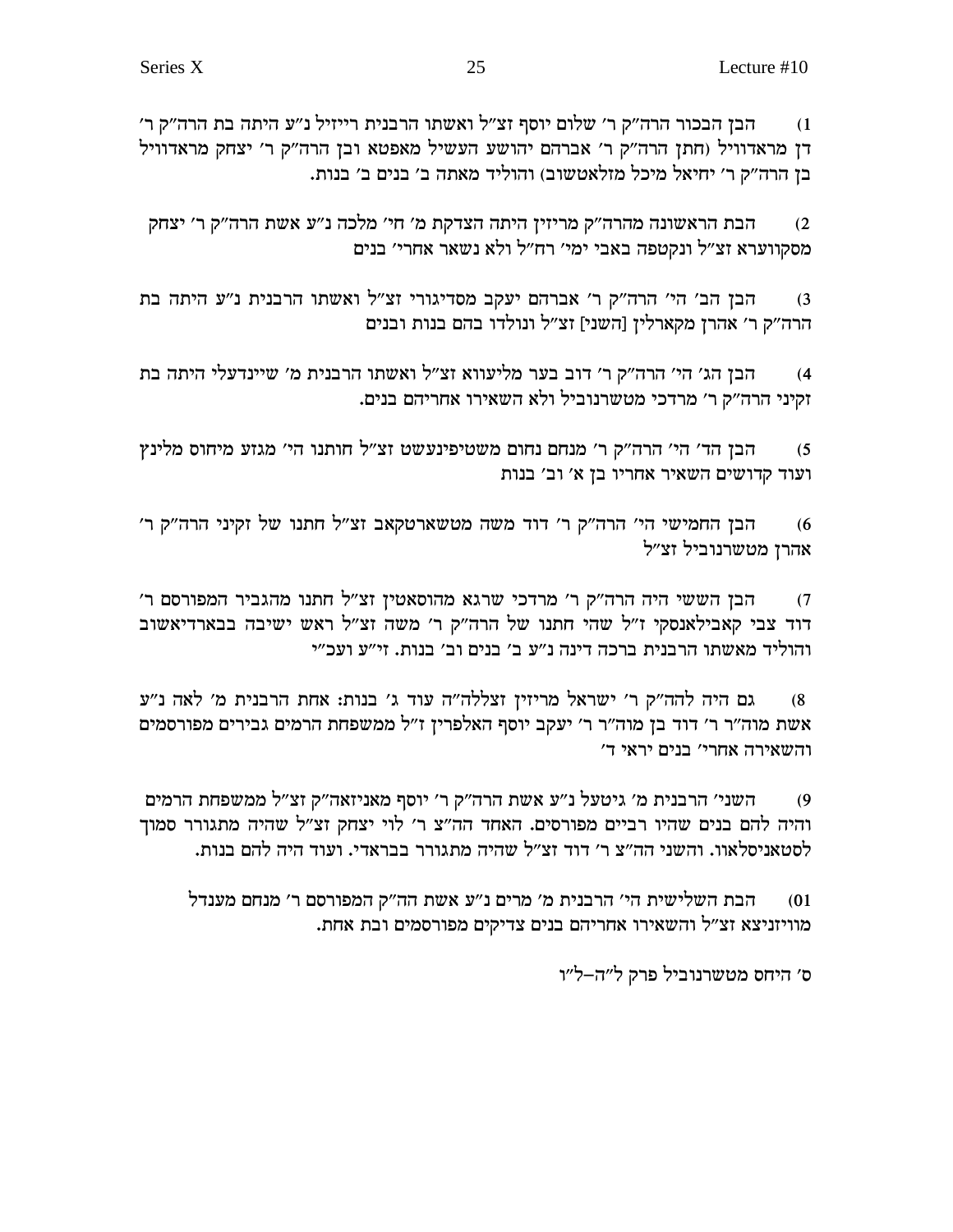1) הבן הבכור הרה"ק ר' שלום יוסף זצ"ל ואשתו הרבנית רייזיל נ"ע היתה בת הרה"ק ר' דן מראדוויל (חתן הרה"ק ר' אברהם יהושע העשיל מאפטא ובן הרה"ק ר' יצחק מראדוויל בן הרה"ק ר' יחיאל מיכל מזלאטשוב) והוליד מאתה ב' בנים ב' בנות.

2) הבת הראשונה מהרה"ק מריזין היתה הצדקת מ' חי' מלכה נ"ע אשת הרה"ק ר' יצחק מסקווערא זצ"ל ונקטפה באבי ימי' רח"ל ולא נשאר אחרי' בנים

3) הבן הב' הי' הרה"ק ר' אברהם יעקב מסדיגורי זצ"ל ואשתו הרבנית נ"ע היתה בת הרה"ק ר' אהרן מקארלין [השני] זצ"ל ונולדו בהם בנות ובנים

4) הבן הג' הי' הרה"ק ר' דוב בער מליעווא זצ"ל ואשתו הרבנית מ' שיינדעלי היתה בת זקיני הרה"ק ר' מרדכי מטשרנוביל ולא השאירו אחריהם בנים.

5) הבן הד' הי' הרה"ק ר' מנחם נחום משטיפינעשט זצ"ל חותנו הי' מגזע מיחוס מלינץ ועוד קדושים השאיר אחריו בן א' וב' בנות

6) הבן החמישי הי' הרה"ק ר' דוד משה מטשארטקאב זצ"ל חתנו של זקיני הרה"ק ר' אהרן מטשרנוביל זצ"ל

7) הבן הששי היה הרה"ק ר' מרדכי שרגא מהוסאטין זצ"ל חתנו מהגביר המפורסם ר' דוד צבי קאבילאנסקי ז"ל שהי חתנו של הרה"ק ר' משה זצ"ל ראש ישיבה בבארדיאשוב והוליד מאשתו הרבנית ברכה דינה נ"ע ב' בנים וב' בנות. זי"ע ועכ"י

8) גם היה להה"ק ר' ישראל מריזין זצללה"ה עוד ג' בנות: אחת הרבנית מ' לאה נ"ע אשת מוה"ר ר' דוד בן מוה"ר ר' יעקב יוסף האלפרין ז"ל ממשפחת הרמים גבירים מפורסמים והשאירה אחרי' בנים יראי ד'

9) השני' הרבנית מ' גיטעל נ"ע אשת הרה"ק ר' יוסף מאניזאה"ק זצ"ל ממשפחת הרמים והיה להם בנים שהיו רביים מפורסים. האחד הה"צ ר' לוי יצחק זצ"ל שהיה מתגורר סמוך לסטאניסלאוו. והשני הה"צ ר' דוד זצ"ל שהיה מתגורר בבראדי. ועוד היה להם בנות.

10) הבת השלישית הי' הרבנית מ' מרים נ"ע אשת הה"ק המפורסם ר' מנחם מענדל מוויזניצא זצ"ל והשאירו אחריהם בנים צדיקים מפורסמים ובת אחת.

ס' היחס מטשרנוביל פרק ל"ה–ל"ו